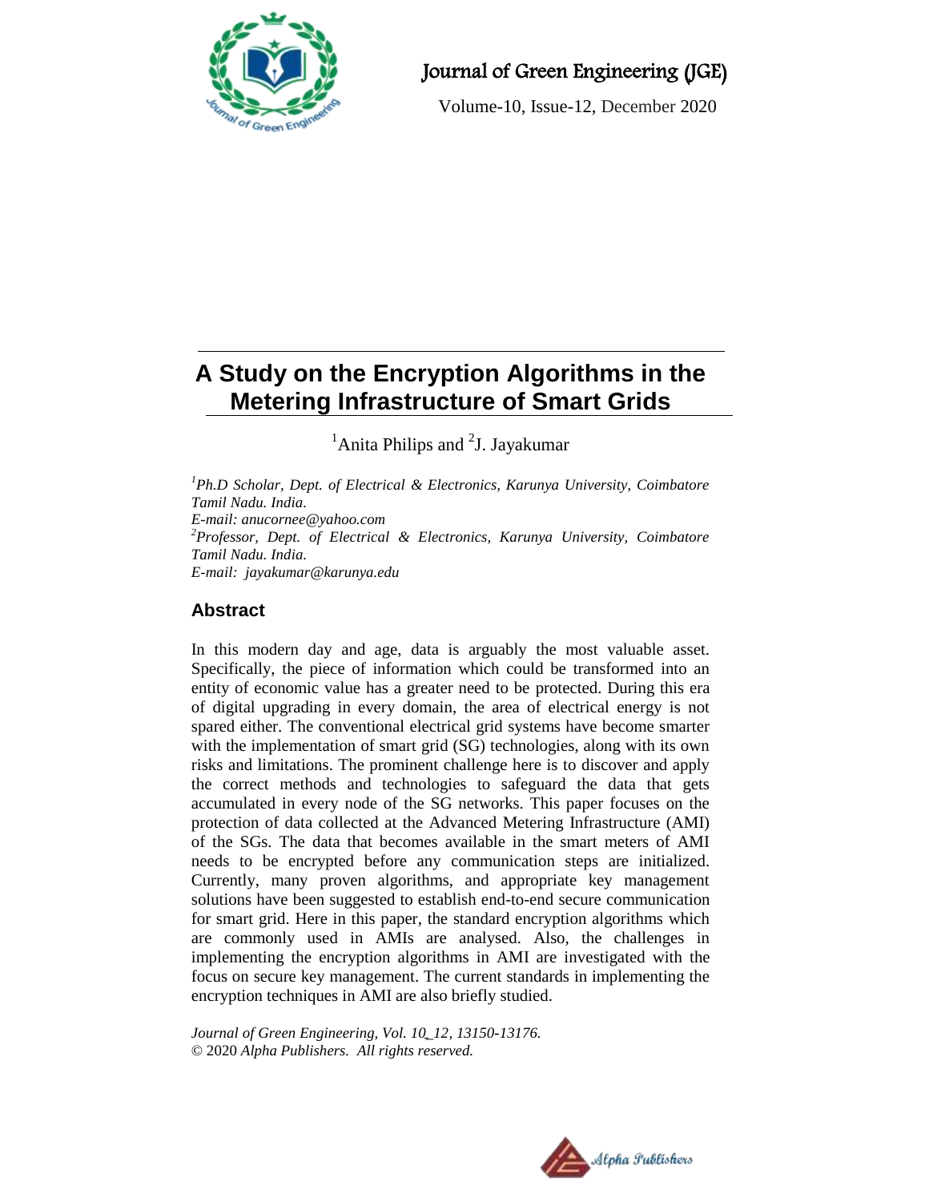# A Study on the Encryption Algorithms in the Metering Infrastructure of Smart Grids

[1]Anita Philips and [2]J. Jayakumar

*[1]Ph.D Scholar, Dept. of Electrical & Electronics, Karunya University, Coimbatore Tamil Nadu. India.*
*E-mail: anucornee@yahoo.com*
*[2]Professor, Dept. of Electrical & Electronics, Karunya University, Coimbatore Tamil Nadu. India.*
*E-mail: jayakumar@karunya.edu*

## Abstract

In this modern day and age, data is arguably the most valuable asset. Specifically, the piece of information which could be transformed into an entity of economic value has a greater need to be protected. During this era of digital upgrading in every domain, the area of electrical energy is not spared either. The conventional electrical grid systems have become smarter with the implementation of smart grid (SG) technologies, along with its own risks and limitations. The prominent challenge here is to discover and apply the correct methods and technologies to safeguard the data that gets accumulated in every node of the SG networks. This paper focuses on the protection of data collected at the Advanced Metering Infrastructure (AMI) of the SGs. The data that becomes available in the smart meters of AMI needs to be encrypted before any communication steps are initialized. Currently, many proven algorithms, and appropriate key management solutions have been suggested to establish end-to-end secure communication for smart grid. Here in this paper, the standard encryption algorithms which are commonly used in AMIs are analysed. Also, the challenges in implementing the encryption algorithms in AMI are investigated with the focus on secure key management. The current standards in implementing the encryption techniques in AMI are also briefly studied.

*Journal of Green Engineering, Vol. 10_12, 13150-13176.*
© 2020 *Alpha Publishers. All rights reserved.*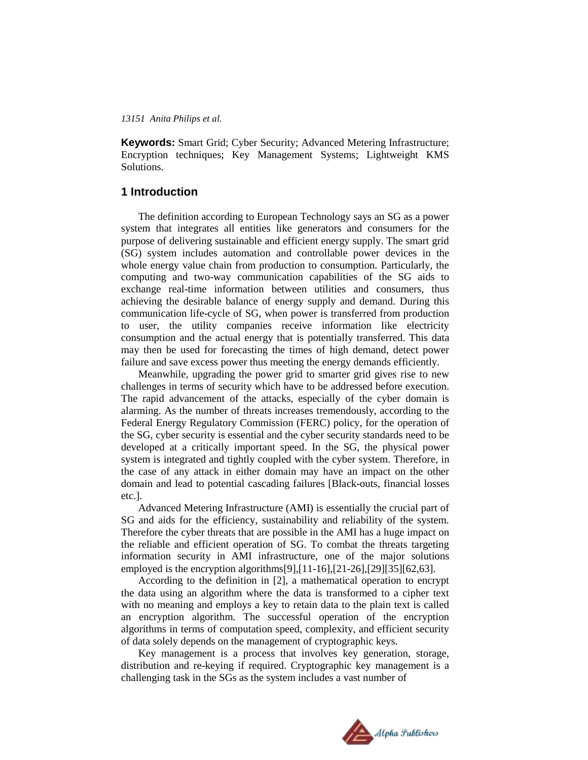**Keywords:** Smart Grid; Cyber Security; Advanced Metering Infrastructure; Encryption techniques; Key Management Systems; Lightweight KMS Solutions.

## 1 Introduction

The definition according to European Technology says an SG as a power system that integrates all entities like generators and consumers for the purpose of delivering sustainable and efficient energy supply. The smart grid (SG) system includes automation and controllable power devices in the whole energy value chain from production to consumption. Particularly, the computing and two-way communication capabilities of the SG aids to exchange real-time information between utilities and consumers, thus achieving the desirable balance of energy supply and demand. During this communication life-cycle of SG, when power is transferred from production to user, the utility companies receive information like electricity consumption and the actual energy that is potentially transferred. This data may then be used for forecasting the times of high demand, detect power failure and save excess power thus meeting the energy demands efficiently.

Meanwhile, upgrading the power grid to smarter grid gives rise to new challenges in terms of security which have to be addressed before execution. The rapid advancement of the attacks, especially of the cyber domain is alarming. As the number of threats increases tremendously, according to the Federal Energy Regulatory Commission (FERC) policy, for the operation of the SG, cyber security is essential and the cyber security standards need to be developed at a critically important speed. In the SG, the physical power system is integrated and tightly coupled with the cyber system. Therefore, in the case of any attack in either domain may have an impact on the other domain and lead to potential cascading failures [Black-outs, financial losses etc.].

Advanced Metering Infrastructure (AMI) is essentially the crucial part of SG and aids for the efficiency, sustainability and reliability of the system. Therefore the cyber threats that are possible in the AMI has a huge impact on the reliable and efficient operation of SG. To combat the threats targeting information security in AMI infrastructure, one of the major solutions employed is the encryption algorithms[9],[11-16],[21-26],[29][35][62,63].

According to the definition in [2], a mathematical operation to encrypt the data using an algorithm where the data is transformed to a cipher text with no meaning and employs a key to retain data to the plain text is called an encryption algorithm. The successful operation of the encryption algorithms in terms of computation speed, complexity, and efficient security of data solely depends on the management of cryptographic keys.

Key management is a process that involves key generation, storage, distribution and re-keying if required. Cryptographic key management is a challenging task in the SGs as the system includes a vast number of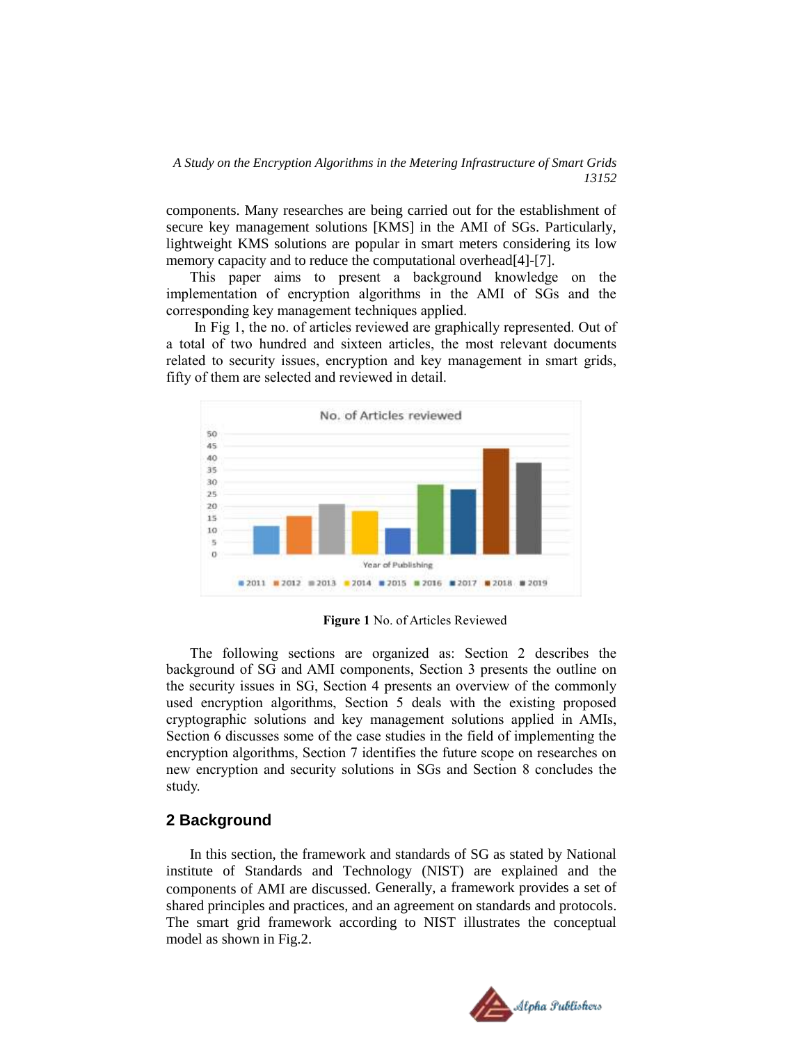components. Many researches are being carried out for the establishment of secure key management solutions [KMS] in the AMI of SGs. Particularly, lightweight KMS solutions are popular in smart meters considering its low memory capacity and to reduce the computational overhead[4]-[7].

This paper aims to present a background knowledge on the implementation of encryption algorithms in the AMI of SGs and the corresponding key management techniques applied.

In Fig 1, the no. of articles reviewed are graphically represented. Out of a total of two hundred and sixteen articles, the most relevant documents related to security issues, encryption and key management in smart grids, fifty of them are selected and reviewed in detail.

**Figure 1** No. of Articles Reviewed

The following sections are organized as: Section 2 describes the background of SG and AMI components, Section 3 presents the outline on the security issues in SG, Section 4 presents an overview of the commonly used encryption algorithms, Section 5 deals with the existing proposed cryptographic solutions and key management solutions applied in AMIs, Section 6 discusses some of the case studies in the field of implementing the encryption algorithms, Section 7 identifies the future scope on researches on new encryption and security solutions in SGs and Section 8 concludes the study.

## 2 Background

In this section, the framework and standards of SG as stated by National institute of Standards and Technology (NIST) are explained and the components of AMI are discussed. Generally, a framework provides a set of shared principles and practices, and an agreement on standards and protocols. The smart grid framework according to NIST illustrates the conceptual model as shown in Fig.2.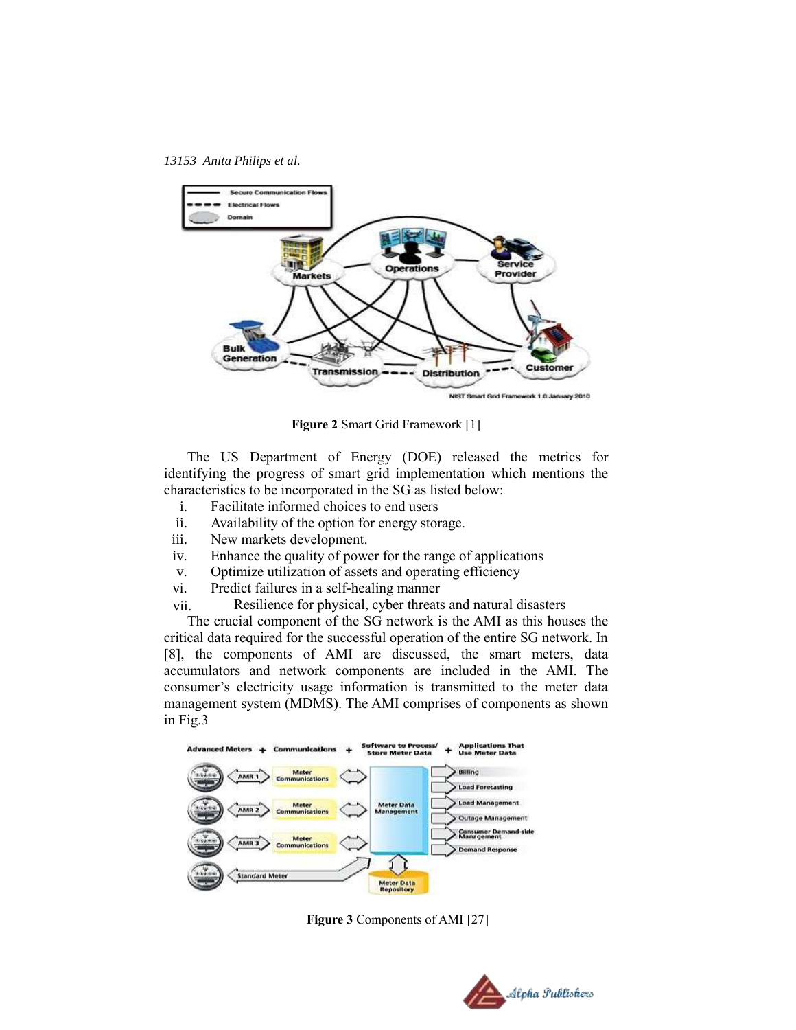Figure 2 Smart Grid Framework [1]

The US Department of Energy (DOE) released the metrics for identifying the progress of smart grid implementation which mentions the characteristics to be incorporated in the SG as listed below:

i. Facilitate informed choices to end users
ii. Availability of the option for energy storage.
iii. New markets development.
iv. Enhance the quality of power for the range of applications
v. Optimize utilization of assets and operating efficiency
vi. Predict failures in a self-healing manner
vii. Resilience for physical, cyber threats and natural disasters

The crucial component of the SG network is the AMI as this houses the critical data required for the successful operation of the entire SG network. In [8], the components of AMI are discussed, the smart meters, data accumulators and network components are included in the AMI. The consumer's electricity usage information is transmitted to the meter data management system (MDMS). The AMI comprises of components as shown in Fig.3

**Figure 3** Components of AMI [27]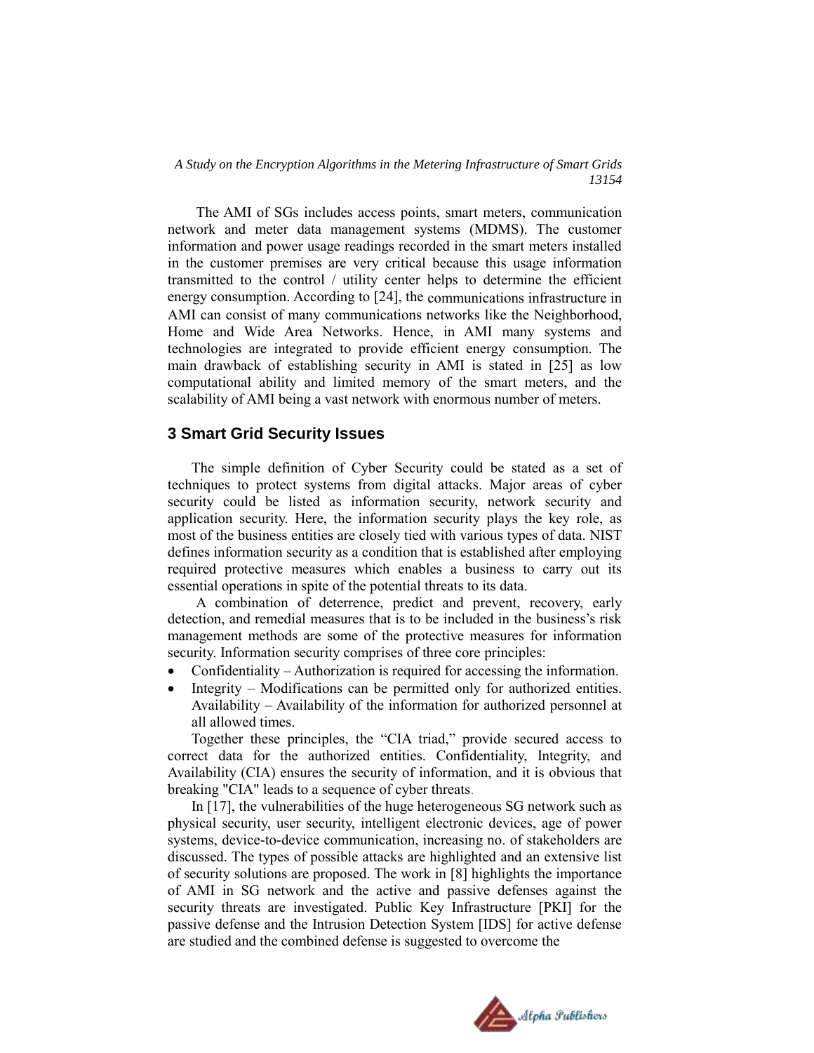The AMI of SGs includes access points, smart meters, communication network and meter data management systems (MDMS). The customer information and power usage readings recorded in the smart meters installed in the customer premises are very critical because this usage information transmitted to the control / utility center helps to determine the efficient energy consumption. According to [24], the communications infrastructure in AMI can consist of many communications networks like the Neighborhood, Home and Wide Area Networks. Hence, in AMI many systems and technologies are integrated to provide efficient energy consumption. The main drawback of establishing security in AMI is stated in [25] as low computational ability and limited memory of the smart meters, and the scalability of AMI being a vast network with enormous number of meters.

## 3 Smart Grid Security Issues

The simple definition of Cyber Security could be stated as a set of techniques to protect systems from digital attacks. Major areas of cyber security could be listed as information security, network security and application security. Here, the information security plays the key role, as most of the business entities are closely tied with various types of data. NIST defines information security as a condition that is established after employing required protective measures which enables a business to carry out its essential operations in spite of the potential threats to its data.

A combination of deterrence, predict and prevent, recovery, early detection, and remedial measures that is to be included in the business's risk management methods are some of the protective measures for information security. Information security comprises of three core principles:

- Confidentiality – Authorization is required for accessing the information.
- Integrity – Modifications can be permitted only for authorized entities. Availability – Availability of the information for authorized personnel at all allowed times.

Together these principles, the "CIA triad," provide secured access to correct data for the authorized entities. Confidentiality, Integrity, and Availability (CIA) ensures the security of information, and it is obvious that breaking "CIA" leads to a sequence of cyber threats.

In [17], the vulnerabilities of the huge heterogeneous SG network such as physical security, user security, intelligent electronic devices, age of power systems, device-to-device communication, increasing no. of stakeholders are discussed. The types of possible attacks are highlighted and an extensive list of security solutions are proposed. The work in [8] highlights the importance of AMI in SG network and the active and passive defenses against the security threats are investigated. Public Key Infrastructure [PKI] for the passive defense and the Intrusion Detection System [IDS] for active defense are studied and the combined defense is suggested to overcome the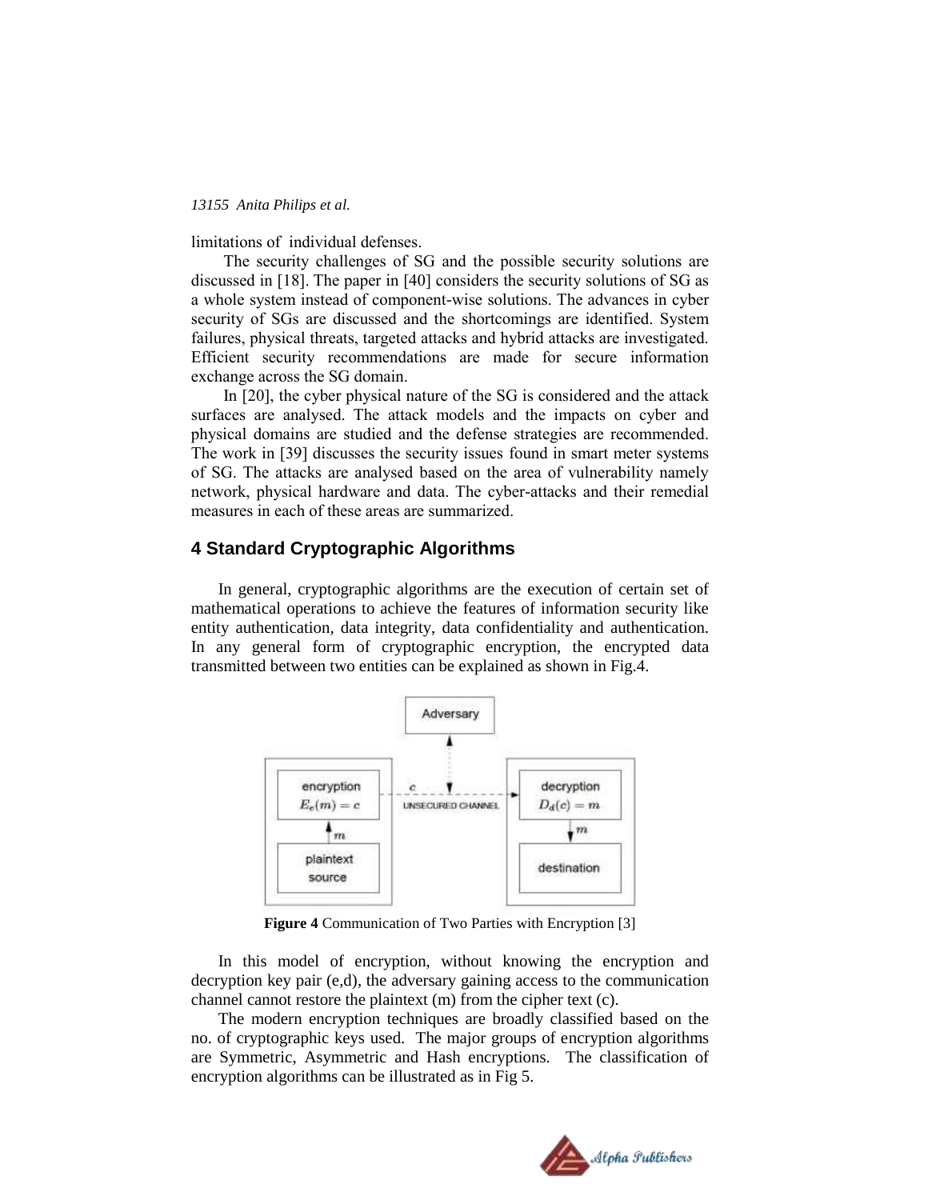limitations of individual defenses.

The security challenges of SG and the possible security solutions are discussed in [18]. The paper in [40] considers the security solutions of SG as a whole system instead of component-wise solutions. The advances in cyber security of SGs are discussed and the shortcomings are identified. System failures, physical threats, targeted attacks and hybrid attacks are investigated. Efficient security recommendations are made for secure information exchange across the SG domain.

In [20], the cyber physical nature of the SG is considered and the attack surfaces are analysed. The attack models and the impacts on cyber and physical domains are studied and the defense strategies are recommended. The work in [39] discusses the security issues found in smart meter systems of SG. The attacks are analysed based on the area of vulnerability namely network, physical hardware and data. The cyber-attacks and their remedial measures in each of these areas are summarized.

## 4 Standard Cryptographic Algorithms

In general, cryptographic algorithms are the execution of certain set of mathematical operations to achieve the features of information security like entity authentication, data integrity, data confidentiality and authentication. In any general form of cryptographic encryption, the encrypted data transmitted between two entities can be explained as shown in Fig.4.

**Figure 4** Communication of Two Parties with Encryption [3]

In this model of encryption, without knowing the encryption and decryption key pair (e,d), the adversary gaining access to the communication channel cannot restore the plaintext (m) from the cipher text (c).

The modern encryption techniques are broadly classified based on the no. of cryptographic keys used. The major groups of encryption algorithms are Symmetric, Asymmetric and Hash encryptions. The classification of encryption algorithms can be illustrated as in Fig 5.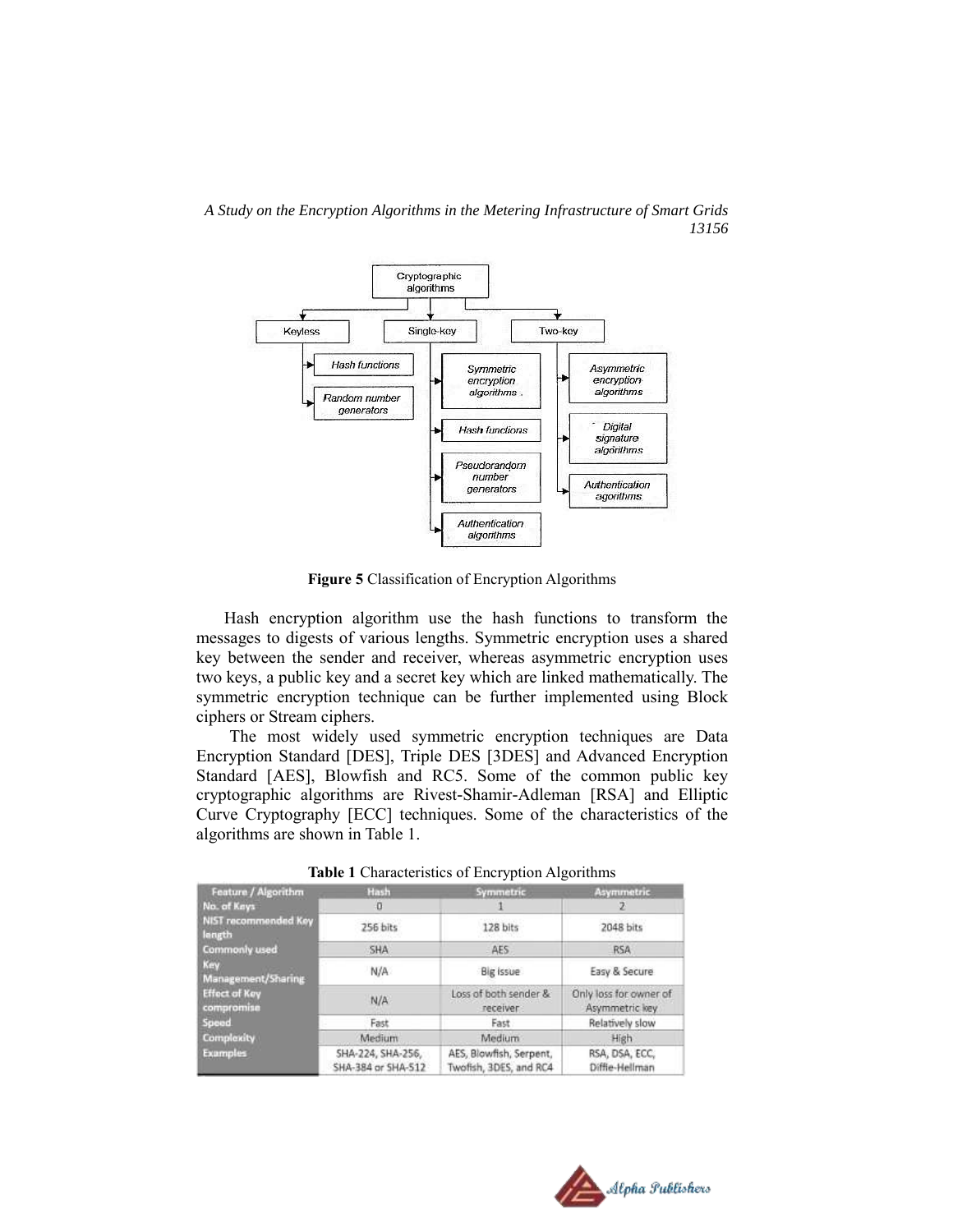Figure 5 Classification of Encryption Algorithms

**Figure 5** Classification of Encryption Algorithms

Hash encryption algorithm use the hash functions to transform the messages to digests of various lengths. Symmetric encryption uses a shared key between the sender and receiver, whereas asymmetric encryption uses two keys, a public key and a secret key which are linked mathematically. The symmetric encryption technique can be further implemented using Block ciphers or Stream ciphers.

The most widely used symmetric encryption techniques are Data Encryption Standard [DES], Triple DES [3DES] and Advanced Encryption Standard [AES], Blowfish and RC5. Some of the common public key cryptographic algorithms are Rivest-Shamir-Adleman [RSA] and Elliptic Curve Cryptography [ECC] techniques. Some of the characteristics of the algorithms are shown in Table 1.

**Table 1** Characteristics of Encryption Algorithms

| Feature / Algorithm | Hash | Symmetric | Asymmetric |
|---|---|---|---|
| No. of Keys | 0 | 1 | 2 |
| NIST recommended Key length | 256 bits | 128 bits | 2048 bits |
| Commonly used | SHA | AES | RSA |
| Key Management/Sharing | N/A | Big issue | Easy & Secure |
| Effect of Key compromise | N/A | Loss of both sender & receiver | Only loss for owner of Asymmetric key |
| Speed | Fast | Fast | Relatively slow |
| Complexity | Medium | Medium | High |
| Examples | SHA-224, SHA-256, SHA-384 or SHA-512 | AES, Blowfish, Serpent, Twofish, 3DES, and RC4 | RSA, DSA, ECC, Diffie-Hellman |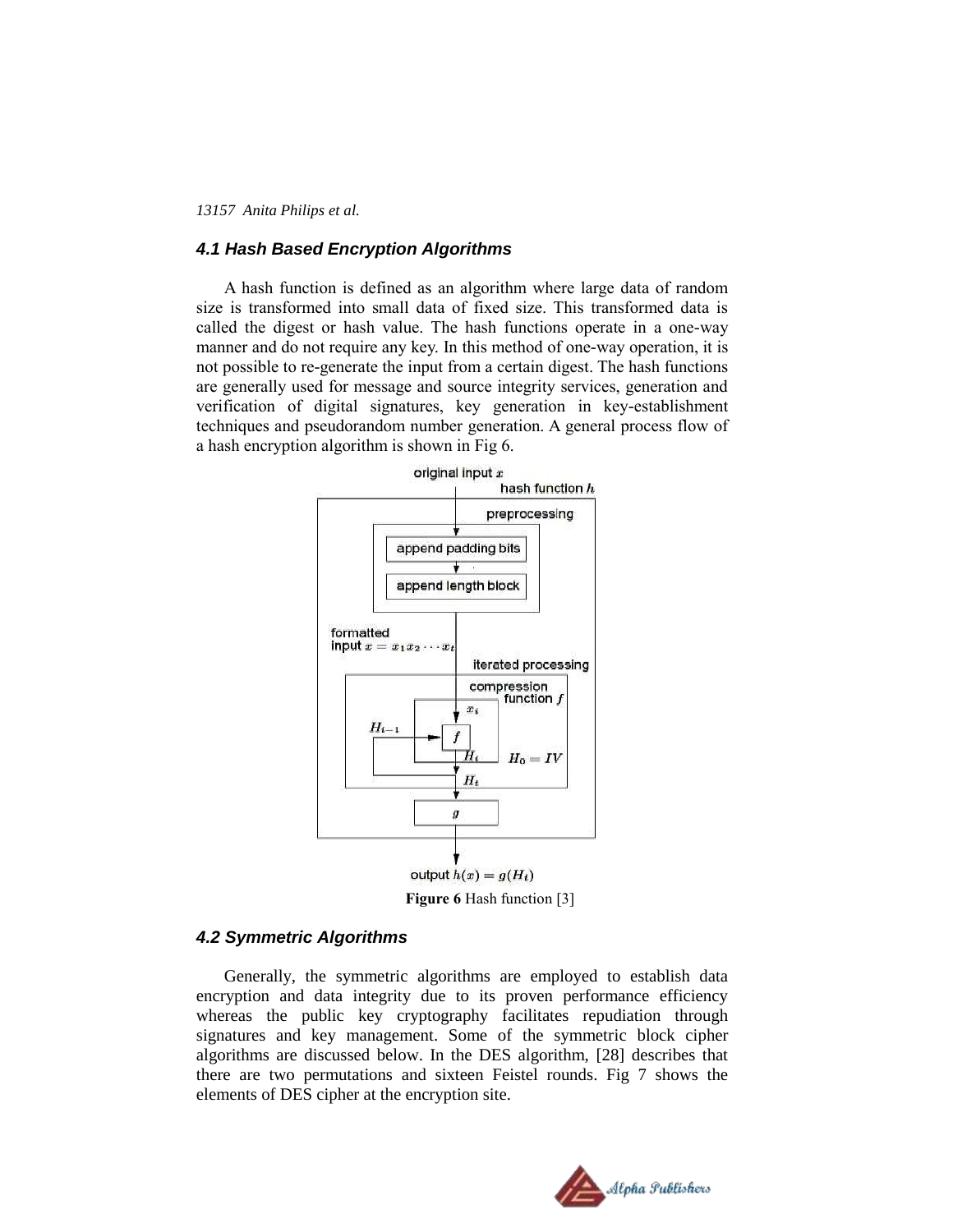### 4.1 Hash Based Encryption Algorithms

A hash function is defined as an algorithm where large data of random size is transformed into small data of fixed size. This transformed data is called the digest or hash value. The hash functions operate in a one-way manner and do not require any key. In this method of one-way operation, it is not possible to re-generate the input from a certain digest. The hash functions are generally used for message and source integrity services, generation and verification of digital signatures, key generation in key-establishment techniques and pseudorandom number generation. A general process flow of a hash encryption algorithm is shown in Fig 6.

**Figure 6** Hash function [3]

### 4.2 Symmetric Algorithms

Generally, the symmetric algorithms are employed to establish data encryption and data integrity due to its proven performance efficiency whereas the public key cryptography facilitates repudiation through signatures and key management. Some of the symmetric block cipher algorithms are discussed below. In the DES algorithm, [28] describes that there are two permutations and sixteen Feistel rounds. Fig 7 shows the elements of DES cipher at the encryption site.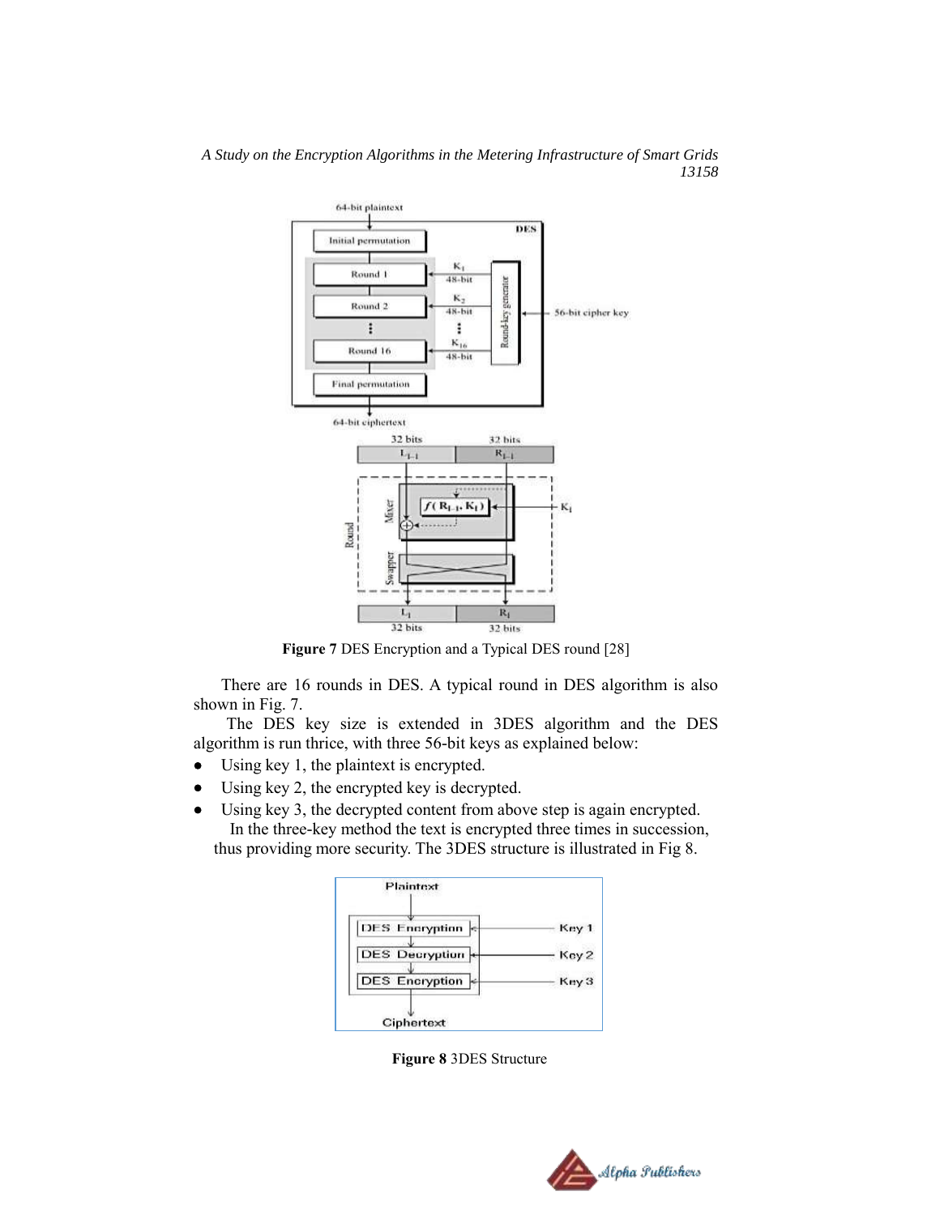**Figure 7** DES Encryption and a Typical DES round [28]

There are 16 rounds in DES. A typical round in DES algorithm is also shown in Fig. 7.

The DES key size is extended in 3DES algorithm and the DES algorithm is run thrice, with three 56-bit keys as explained below:

- Using key 1, the plaintext is encrypted.
- Using key 2, the encrypted key is decrypted.
- Using key 3, the decrypted content from above step is again encrypted.

In the three-key method the text is encrypted three times in succession, thus providing more security. The 3DES structure is illustrated in Fig 8.

**Figure 8** 3DES Structure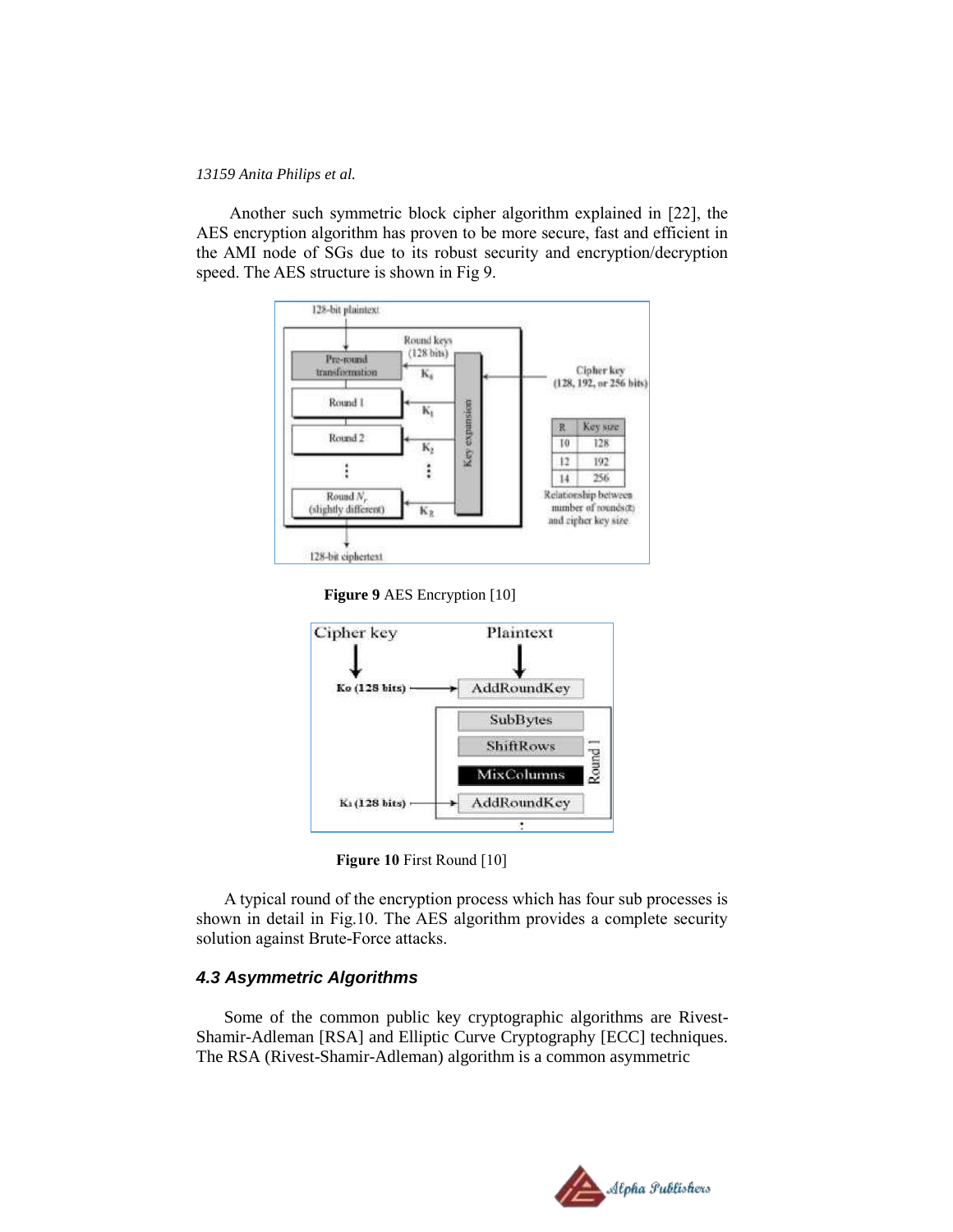Another such symmetric block cipher algorithm explained in [22], the AES encryption algorithm has proven to be more secure, fast and efficient in the AMI node of SGs due to its robust security and encryption/decryption speed. The AES structure is shown in Fig 9.

**Figure 9** AES Encryption [10]

**Figure 10** First Round [10]

A typical round of the encryption process which has four sub processes is shown in detail in Fig.10. The AES algorithm provides a complete security solution against Brute-Force attacks.

### *4.3 Asymmetric Algorithms*

Some of the common public key cryptographic algorithms are Rivest-Shamir-Adleman [RSA] and Elliptic Curve Cryptography [ECC] techniques. The RSA (Rivest-Shamir-Adleman) algorithm is a common asymmetric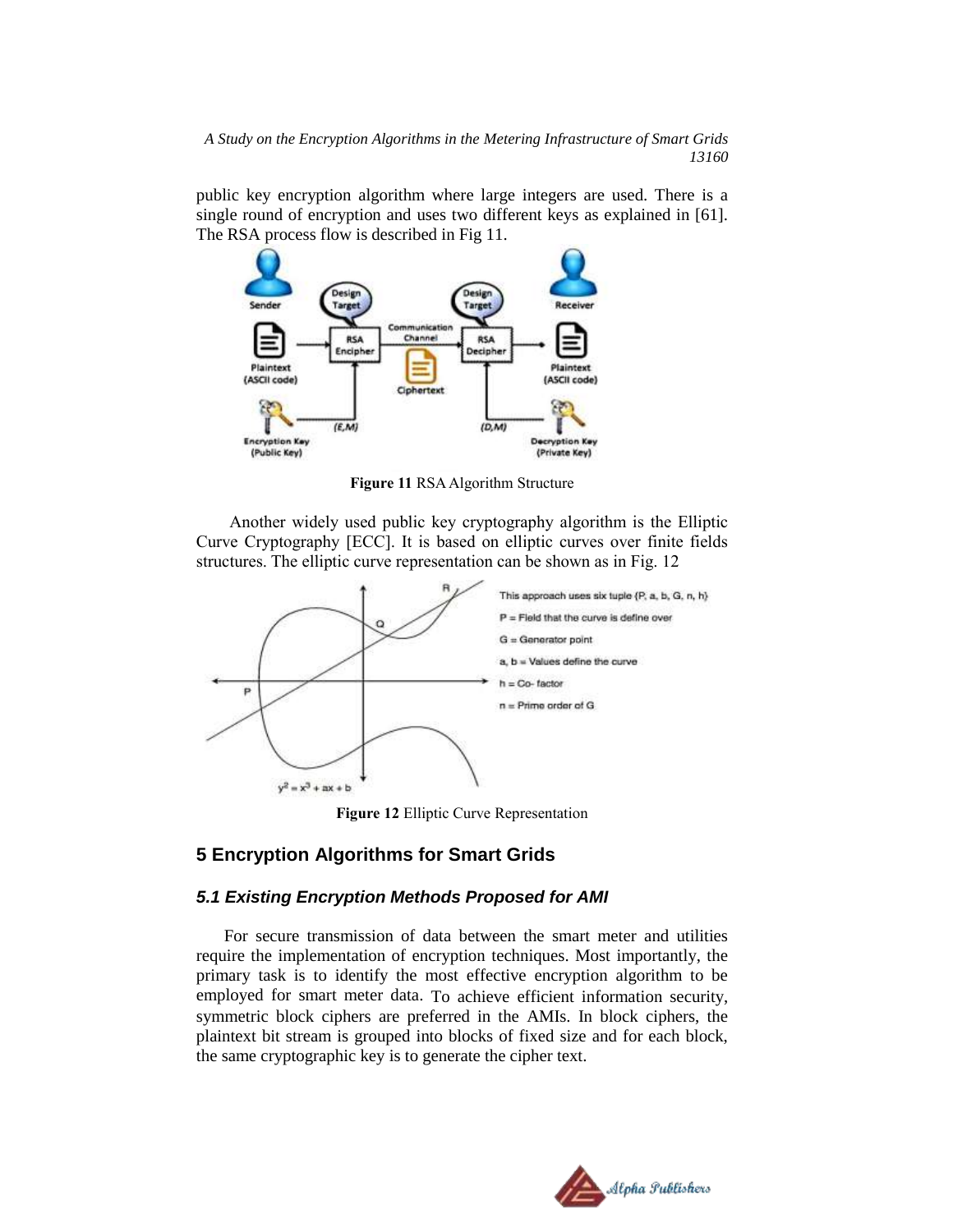public key encryption algorithm where large integers are used. There is a single round of encryption and uses two different keys as explained in [61]. The RSA process flow is described in Fig 11.

**Figure 11** RSA Algorithm Structure

Another widely used public key cryptography algorithm is the Elliptic Curve Cryptography [ECC]. It is based on elliptic curves over finite fields structures. The elliptic curve representation can be shown as in Fig. 12

**Figure 12** Elliptic Curve Representation

## 5 Encryption Algorithms for Smart Grids

### *5.1 Existing Encryption Methods Proposed for AMI*

For secure transmission of data between the smart meter and utilities require the implementation of encryption techniques. Most importantly, the primary task is to identify the most effective encryption algorithm to be employed for smart meter data. To achieve efficient information security, symmetric block ciphers are preferred in the AMIs. In block ciphers, the plaintext bit stream is grouped into blocks of fixed size and for each block, the same cryptographic key is to generate the cipher text.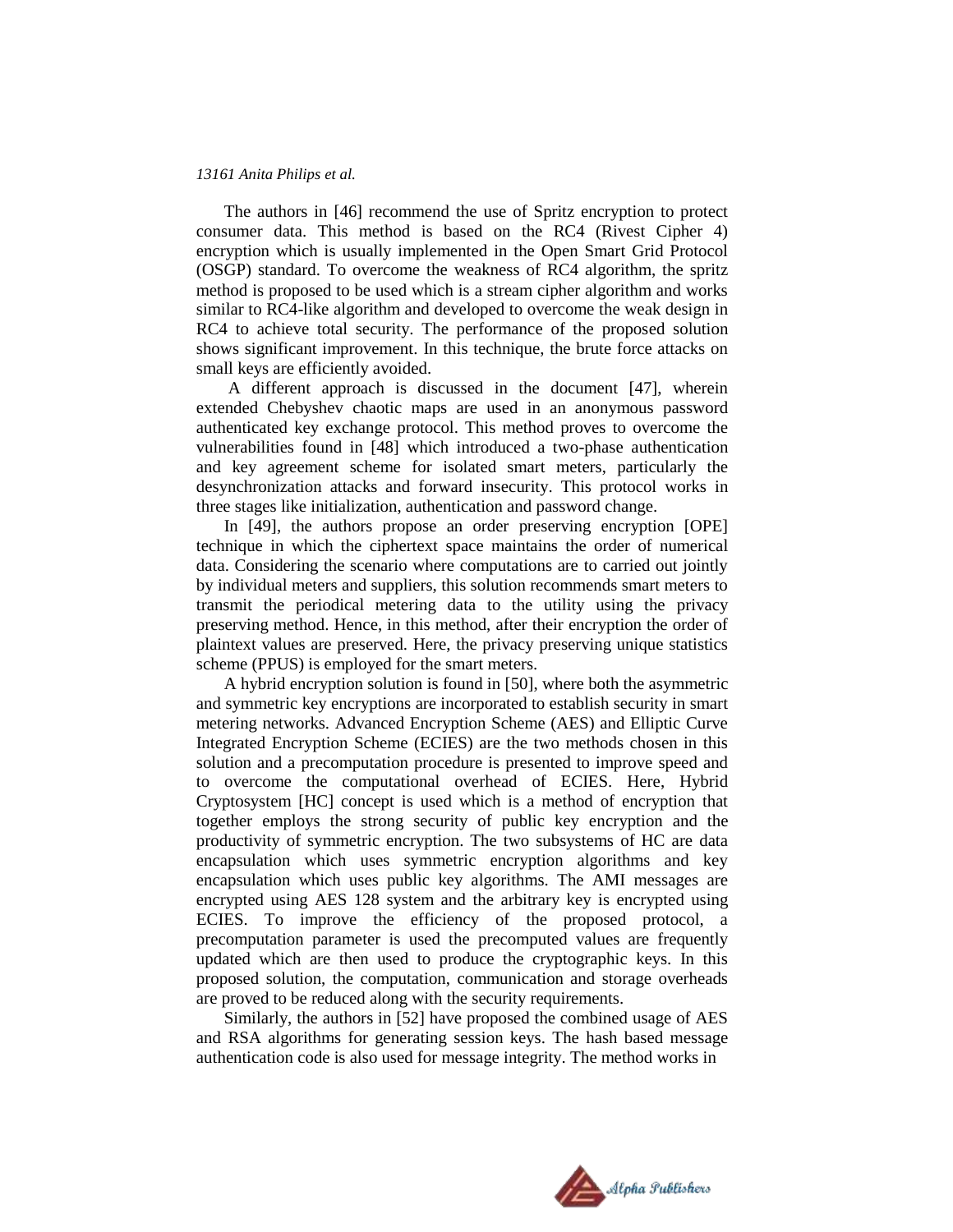The authors in [46] recommend the use of Spritz encryption to protect consumer data. This method is based on the RC4 (Rivest Cipher 4) encryption which is usually implemented in the Open Smart Grid Protocol (OSGP) standard. To overcome the weakness of RC4 algorithm, the spritz method is proposed to be used which is a stream cipher algorithm and works similar to RC4-like algorithm and developed to overcome the weak design in RC4 to achieve total security. The performance of the proposed solution shows significant improvement. In this technique, the brute force attacks on small keys are efficiently avoided.

A different approach is discussed in the document [47], wherein extended Chebyshev chaotic maps are used in an anonymous password authenticated key exchange protocol. This method proves to overcome the vulnerabilities found in [48] which introduced a two-phase authentication and key agreement scheme for isolated smart meters, particularly the desynchronization attacks and forward insecurity. This protocol works in three stages like initialization, authentication and password change.

In [49], the authors propose an order preserving encryption [OPE] technique in which the ciphertext space maintains the order of numerical data. Considering the scenario where computations are to carried out jointly by individual meters and suppliers, this solution recommends smart meters to transmit the periodical metering data to the utility using the privacy preserving method. Hence, in this method, after their encryption the order of plaintext values are preserved. Here, the privacy preserving unique statistics scheme (PPUS) is employed for the smart meters.

A hybrid encryption solution is found in [50], where both the asymmetric and symmetric key encryptions are incorporated to establish security in smart metering networks. Advanced Encryption Scheme (AES) and Elliptic Curve Integrated Encryption Scheme (ECIES) are the two methods chosen in this solution and a precomputation procedure is presented to improve speed and to overcome the computational overhead of ECIES. Here, Hybrid Cryptosystem [HC] concept is used which is a method of encryption that together employs the strong security of public key encryption and the productivity of symmetric encryption. The two subsystems of HC are data encapsulation which uses symmetric encryption algorithms and key encapsulation which uses public key algorithms. The AMI messages are encrypted using AES 128 system and the arbitrary key is encrypted using ECIES. To improve the efficiency of the proposed protocol, a precomputation parameter is used the precomputed values are frequently updated which are then used to produce the cryptographic keys. In this proposed solution, the computation, communication and storage overheads are proved to be reduced along with the security requirements.

Similarly, the authors in [52] have proposed the combined usage of AES and RSA algorithms for generating session keys. The hash based message authentication code is also used for message integrity. The method works in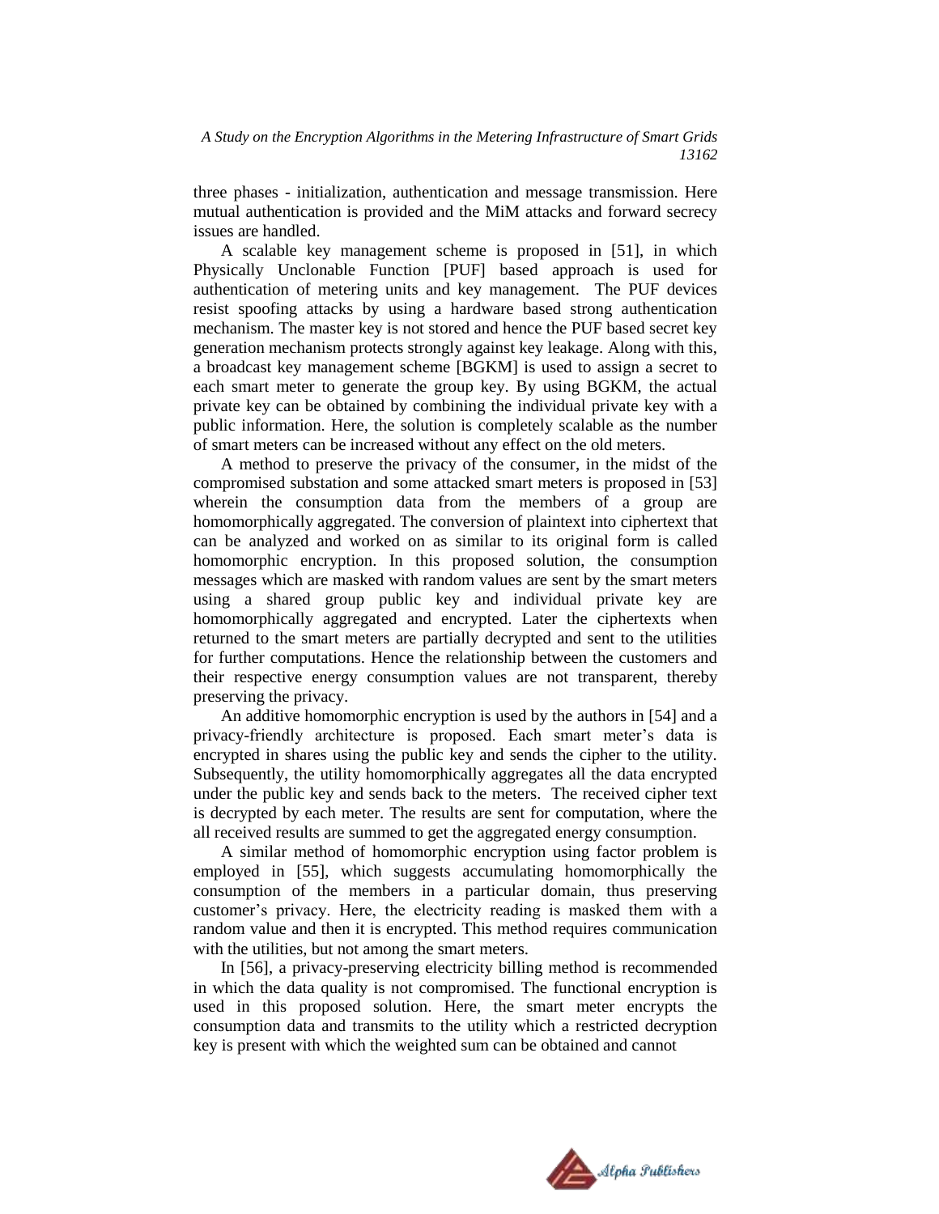three phases - initialization, authentication and message transmission. Here mutual authentication is provided and the MiM attacks and forward secrecy issues are handled.

A scalable key management scheme is proposed in [51], in which Physically Unclonable Function [PUF] based approach is used for authentication of metering units and key management. The PUF devices resist spoofing attacks by using a hardware based strong authentication mechanism. The master key is not stored and hence the PUF based secret key generation mechanism protects strongly against key leakage. Along with this, a broadcast key management scheme [BGKM] is used to assign a secret to each smart meter to generate the group key. By using BGKM, the actual private key can be obtained by combining the individual private key with a public information. Here, the solution is completely scalable as the number of smart meters can be increased without any effect on the old meters.

A method to preserve the privacy of the consumer, in the midst of the compromised substation and some attacked smart meters is proposed in [53] wherein the consumption data from the members of a group are homomorphically aggregated. The conversion of plaintext into ciphertext that can be analyzed and worked on as similar to its original form is called homomorphic encryption. In this proposed solution, the consumption messages which are masked with random values are sent by the smart meters using a shared group public key and individual private key are homomorphically aggregated and encrypted. Later the ciphertexts when returned to the smart meters are partially decrypted and sent to the utilities for further computations. Hence the relationship between the customers and their respective energy consumption values are not transparent, thereby preserving the privacy.

An additive homomorphic encryption is used by the authors in [54] and a privacy-friendly architecture is proposed. Each smart meter's data is encrypted in shares using the public key and sends the cipher to the utility. Subsequently, the utility homomorphically aggregates all the data encrypted under the public key and sends back to the meters. The received cipher text is decrypted by each meter. The results are sent for computation, where the all received results are summed to get the aggregated energy consumption.

A similar method of homomorphic encryption using factor problem is employed in [55], which suggests accumulating homomorphically the consumption of the members in a particular domain, thus preserving customer's privacy. Here, the electricity reading is masked them with a random value and then it is encrypted. This method requires communication with the utilities, but not among the smart meters.

In [56], a privacy-preserving electricity billing method is recommended in which the data quality is not compromised. The functional encryption is used in this proposed solution. Here, the smart meter encrypts the consumption data and transmits to the utility which a restricted decryption key is present with which the weighted sum can be obtained and cannot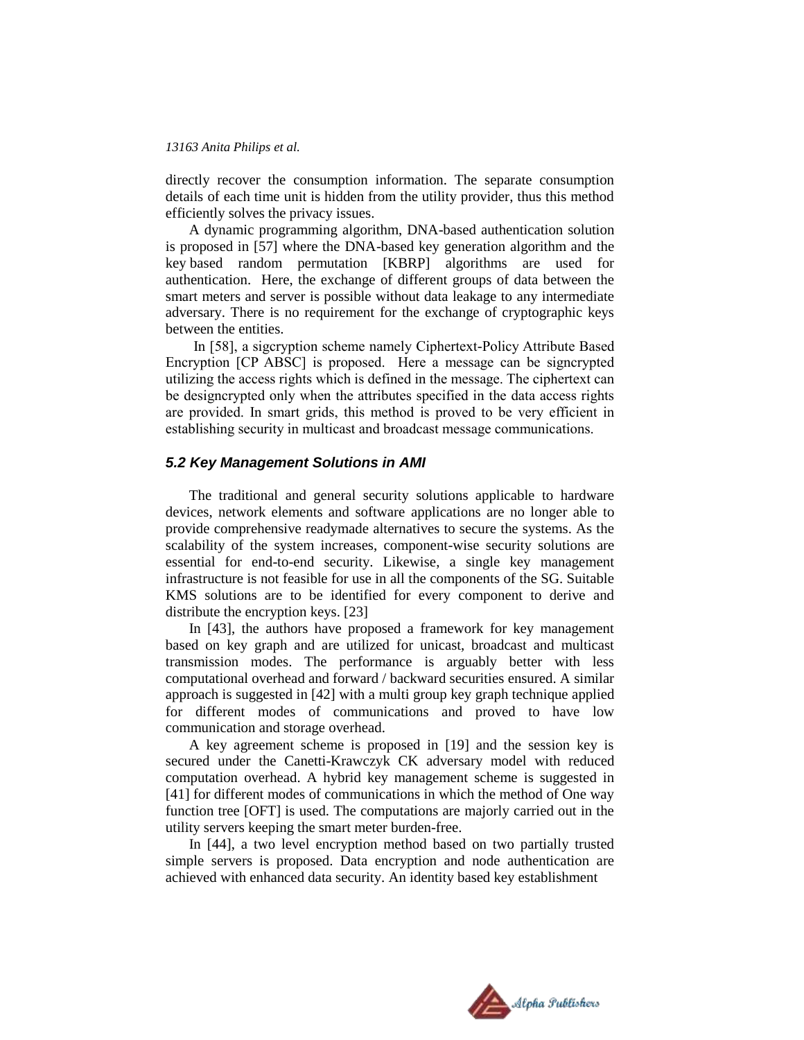directly recover the consumption information. The separate consumption details of each time unit is hidden from the utility provider, thus this method efficiently solves the privacy issues.

A dynamic programming algorithm, DNA-based authentication solution is proposed in [57] where the DNA-based key generation algorithm and the key based random permutation [KBRP] algorithms are used for authentication. Here, the exchange of different groups of data between the smart meters and server is possible without data leakage to any intermediate adversary. There is no requirement for the exchange of cryptographic keys between the entities.

In [58], a sigcryption scheme namely Ciphertext-Policy Attribute Based Encryption [CP ABSC] is proposed. Here a message can be signcrypted utilizing the access rights which is defined in the message. The ciphertext can be designcrypted only when the attributes specified in the data access rights are provided. In smart grids, this method is proved to be very efficient in establishing security in multicast and broadcast message communications.

### *5.2 Key Management Solutions in AMI*

The traditional and general security solutions applicable to hardware devices, network elements and software applications are no longer able to provide comprehensive readymade alternatives to secure the systems. As the scalability of the system increases, component-wise security solutions are essential for end-to-end security. Likewise, a single key management infrastructure is not feasible for use in all the components of the SG. Suitable KMS solutions are to be identified for every component to derive and distribute the encryption keys. [23]

In [43], the authors have proposed a framework for key management based on key graph and are utilized for unicast, broadcast and multicast transmission modes. The performance is arguably better with less computational overhead and forward / backward securities ensured. A similar approach is suggested in [42] with a multi group key graph technique applied for different modes of communications and proved to have low communication and storage overhead.

A key agreement scheme is proposed in [19] and the session key is secured under the Canetti-Krawczyk CK adversary model with reduced computation overhead. A hybrid key management scheme is suggested in [41] for different modes of communications in which the method of One way function tree [OFT] is used. The computations are majorly carried out in the utility servers keeping the smart meter burden-free.

In [44], a two level encryption method based on two partially trusted simple servers is proposed. Data encryption and node authentication are achieved with enhanced data security. An identity based key establishment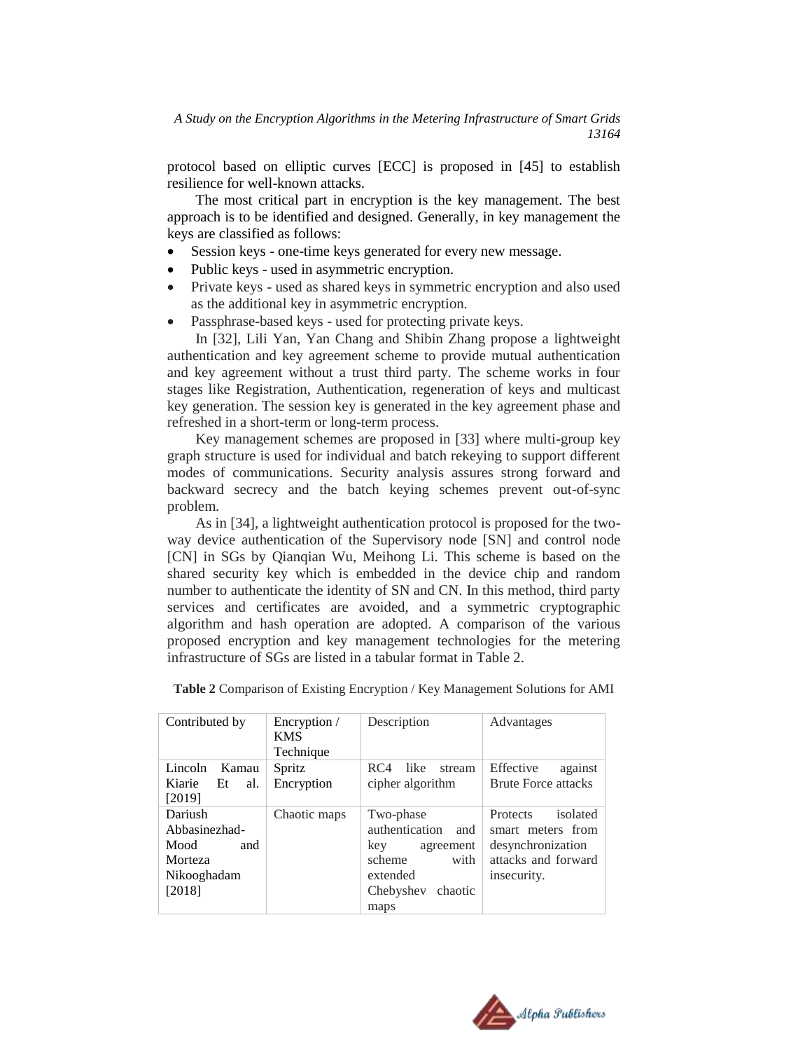protocol based on elliptic curves [ECC] is proposed in [45] to establish resilience for well-known attacks.

The most critical part in encryption is the key management. The best approach is to be identified and designed. Generally, in key management the keys are classified as follows:

- Session keys - one-time keys generated for every new message.
- Public keys - used in asymmetric encryption.
- Private keys - used as shared keys in symmetric encryption and also used as the additional key in asymmetric encryption.
- Passphrase-based keys - used for protecting private keys.

In [32], Lili Yan, Yan Chang and Shibin Zhang propose a lightweight authentication and key agreement scheme to provide mutual authentication and key agreement without a trust third party. The scheme works in four stages like Registration, Authentication, regeneration of keys and multicast key generation. The session key is generated in the key agreement phase and refreshed in a short-term or long-term process.

Key management schemes are proposed in [33] where multi-group key graph structure is used for individual and batch rekeying to support different modes of communications. Security analysis assures strong forward and backward secrecy and the batch keying schemes prevent out-of-sync problem.

As in [34], a lightweight authentication protocol is proposed for the two-way device authentication of the Supervisory node [SN] and control node [CN] in SGs by Qianqian Wu, Meihong Li. This scheme is based on the shared security key which is embedded in the device chip and random number to authenticate the identity of SN and CN. In this method, third party services and certificates are avoided, and a symmetric cryptographic algorithm and hash operation are adopted. A comparison of the various proposed encryption and key management technologies for the metering infrastructure of SGs are listed in a tabular format in Table 2.

**Table 2** Comparison of Existing Encryption / Key Management Solutions for AMI

| Contributed by | Encryption / KMS Technique | Description | Advantages |
|---|---|---|---|
| Lincoln Kamau Kiarie Et al. [2019] | Spritz Encryption | RC4 like stream cipher algorithm | Effective against Brute Force attacks |
| Dariush Abbasinezhad-Mood and Morteza Nikooghadam [2018] | Chaotic maps | Two-phase authentication and key agreement scheme with extended Chebyshev chaotic maps | Protects isolated smart meters from desynchronization attacks and forward insecurity. |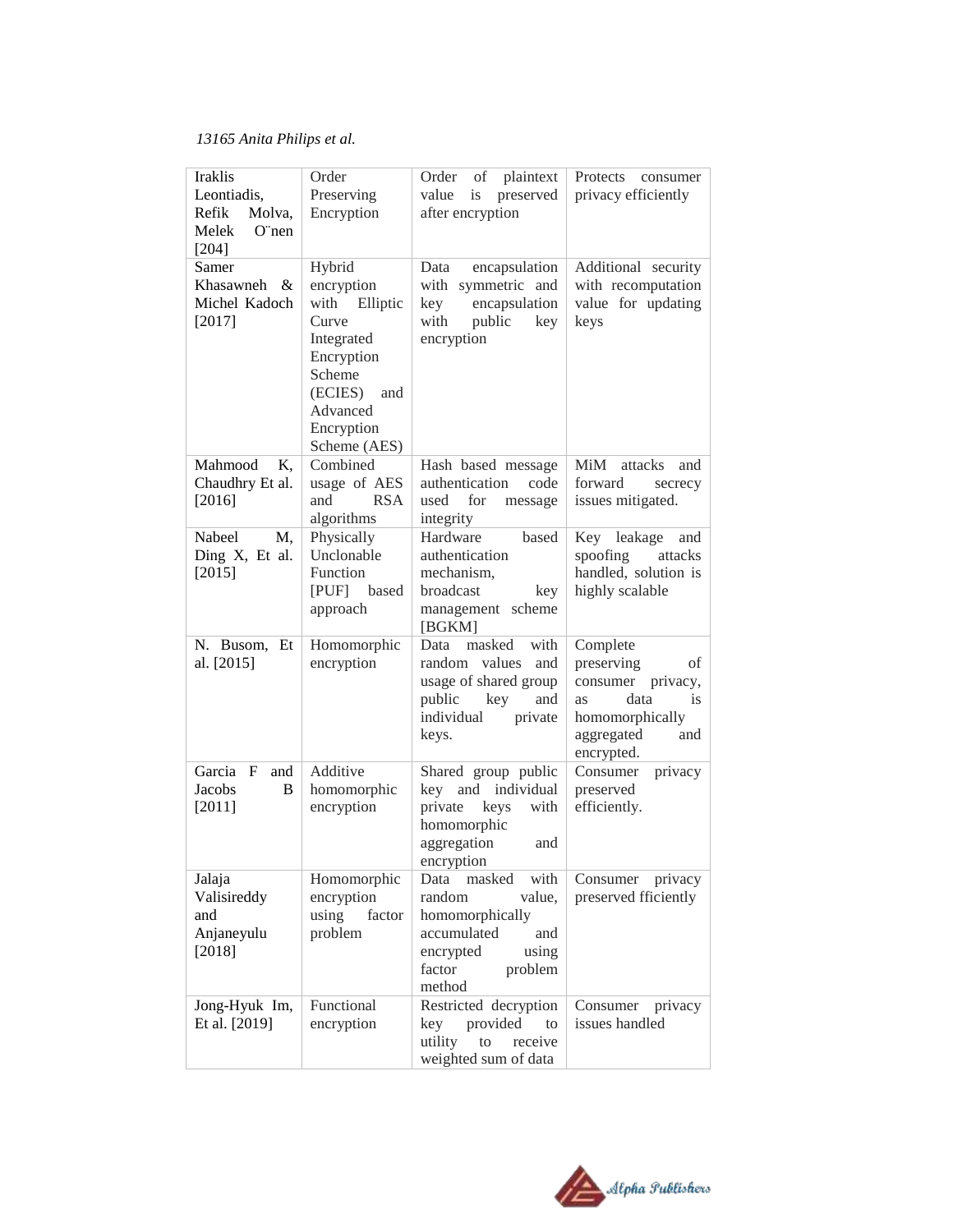| Iraklis Leontiadis, Refik Molva, Melek O¨nen [204] | Order Preserving Encryption | Order of plaintext value is preserved after encryption | Protects consumer privacy efficiently |
|---|---|---|---|
| Samer Khasawneh & Michel Kadoch [2017] | Hybrid encryption with Elliptic Curve Integrated Encryption Scheme (ECIES) and Advanced Encryption Scheme (AES) | Data encapsulation with symmetric and key encapsulation with public key encryption | Additional security with recomputation value for updating keys |
| Mahmood K, Chaudhry Et al. [2016] | Combined usage of AES and RSA algorithms | Hash based message authentication code used for message integrity | MiM attacks and forward secrecy issues mitigated. |
| Nabeel M, Ding X, Et al. [2015] | Physically Unclonable Function [PUF] based approach | Hardware based authentication mechanism, broadcast key management scheme [BGKM] | Key leakage and spoofing attacks handled, solution is highly scalable |
| N. Busom, Et al. [2015] | Homomorphic encryption | Data masked with random values and usage of shared group public key and individual private keys. | Complete preserving of consumer privacy, as data is homomorphically aggregated and encrypted. |
| Garcia F and Jacobs B [2011] | Additive homomorphic encryption | Shared group public key and individual private keys with homomorphic aggregation and encryption | Consumer privacy preserved efficiently. |
| Jalaja Valisireddy and Anjaneyulu [2018] | Homomorphic encryption using factor problem | Data masked with random value, homomorphically accumulated and encrypted using factor problem method | Consumer privacy preserved fficiently |
| Jong-Hyuk Im, Et al. [2019] | Functional encryption | Restricted decryption key provided to utility to receive weighted sum of data | Consumer privacy issues handled |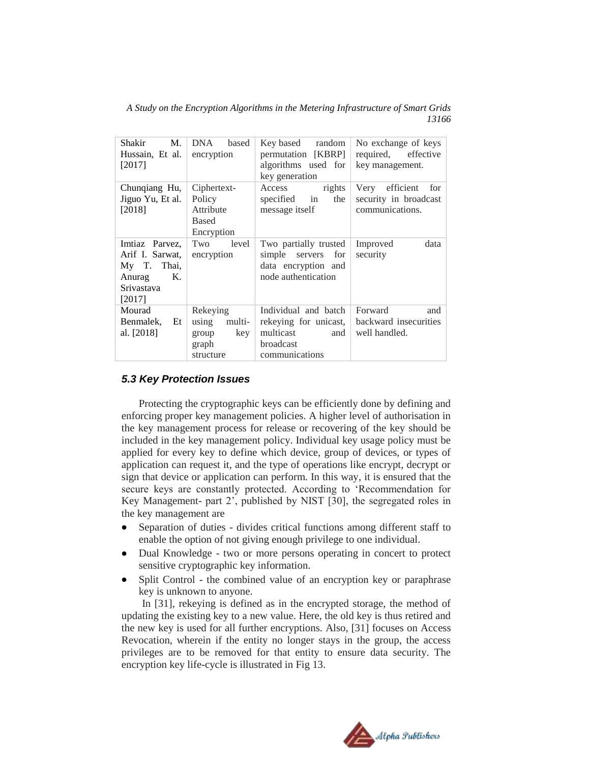| Shakir M. Hussain, Et al. [2017] | DNA based encryption | Key based random permutation [KBRP] algorithms used for key generation | No exchange of keys required, effective key management. |
|---|---|---|---|
| Chunqiang Hu, Jiguo Yu, Et al. [2018] | Ciphertext-Policy Attribute Based Encryption | Access rights specified in the message itself | Very efficient for security in broadcast communications. |
| Imtiaz Parvez, Arif I. Sarwat, My T. Thai, Anurag K. Srivastava [2017] | Two level encryption | Two partially trusted simple servers for data encryption and node authentication | Improved data security |
| Mourad Benmalek, Et al. [2018] | Rekeying using multi-group key graph structure | Individual and batch rekeying for unicast, multicast and broadcast communications | Forward and backward insecurities well handled. |

### 5.3 Key Protection Issues

Protecting the cryptographic keys can be efficiently done by defining and enforcing proper key management policies. A higher level of authorisation in the key management process for release or recovering of the key should be included in the key management policy. Individual key usage policy must be applied for every key to define which device, group of devices, or types of application can request it, and the type of operations like encrypt, decrypt or sign that device or application can perform. In this way, it is ensured that the secure keys are constantly protected. According to 'Recommendation for Key Management- part 2', published by NIST [30], the segregated roles in the key management are

- Separation of duties - divides critical functions among different staff to enable the option of not giving enough privilege to one individual.
- Dual Knowledge - two or more persons operating in concert to protect sensitive cryptographic key information.
- Split Control - the combined value of an encryption key or paraphrase key is unknown to anyone.

In [31], rekeying is defined as in the encrypted storage, the method of updating the existing key to a new value. Here, the old key is thus retired and the new key is used for all further encryptions. Also, [31] focuses on Access Revocation, wherein if the entity no longer stays in the group, the access privileges are to be removed for that entity to ensure data security. The encryption key life-cycle is illustrated in Fig 13.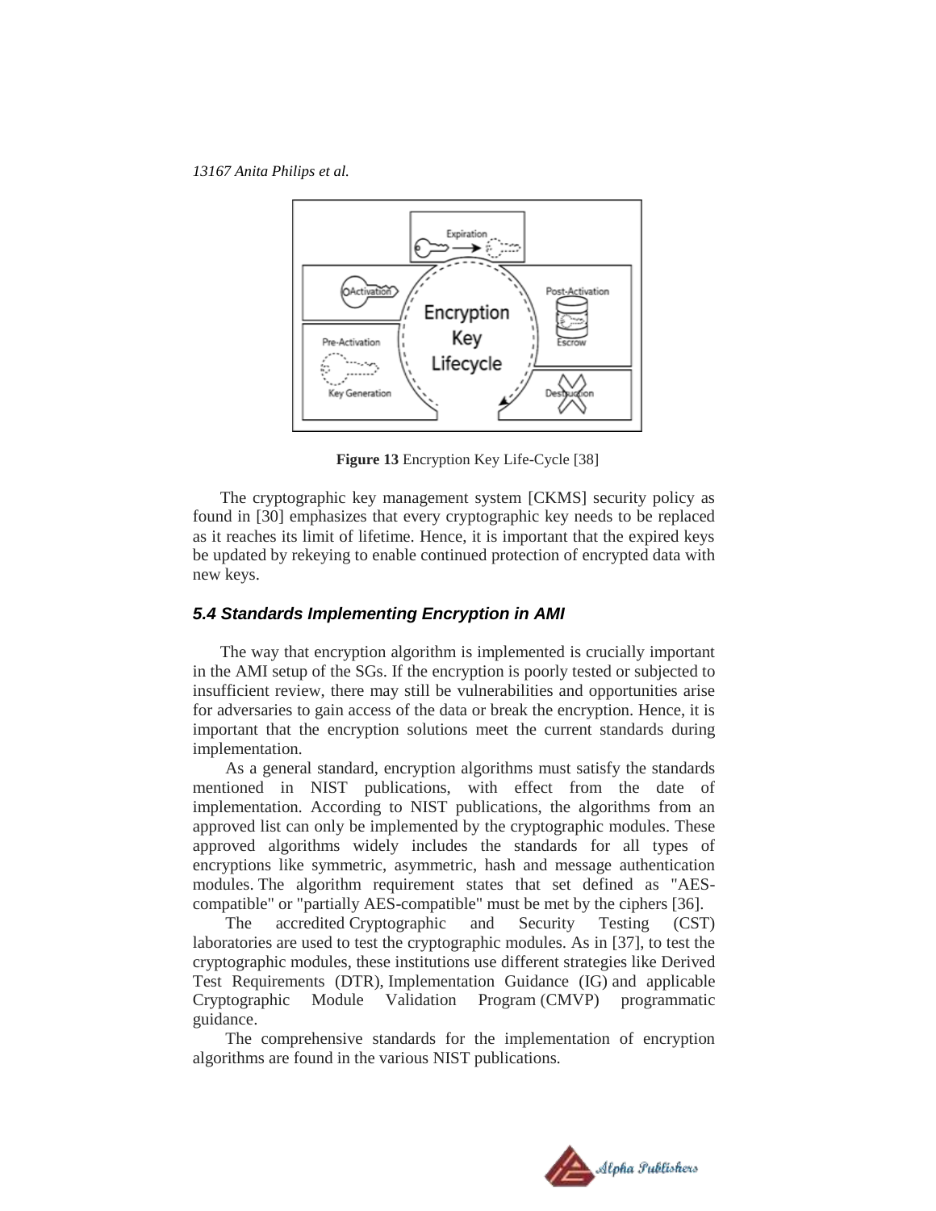**Figure 13** Encryption Key Life-Cycle [38]

The cryptographic key management system [CKMS] security policy as found in [30] emphasizes that every cryptographic key needs to be replaced as it reaches its limit of lifetime. Hence, it is important that the expired keys be updated by rekeying to enable continued protection of encrypted data with new keys.

### *5.4 Standards Implementing Encryption in AMI*

The way that encryption algorithm is implemented is crucially important in the AMI setup of the SGs. If the encryption is poorly tested or subjected to insufficient review, there may still be vulnerabilities and opportunities arise for adversaries to gain access of the data or break the encryption. Hence, it is important that the encryption solutions meet the current standards during implementation.

As a general standard, encryption algorithms must satisfy the standards mentioned in NIST publications, with effect from the date of implementation. According to NIST publications, the algorithms from an approved list can only be implemented by the cryptographic modules. These approved algorithms widely includes the standards for all types of encryptions like symmetric, asymmetric, hash and message authentication modules. The algorithm requirement states that set defined as "AES-compatible" or "partially AES-compatible" must be met by the ciphers [36].

The accredited Cryptographic and Security Testing (CST) laboratories are used to test the cryptographic modules. As in [37], to test the cryptographic modules, these institutions use different strategies like Derived Test Requirements (DTR), Implementation Guidance (IG) and applicable Cryptographic Module Validation Program (CMVP) programmatic guidance.

The comprehensive standards for the implementation of encryption algorithms are found in the various NIST publications.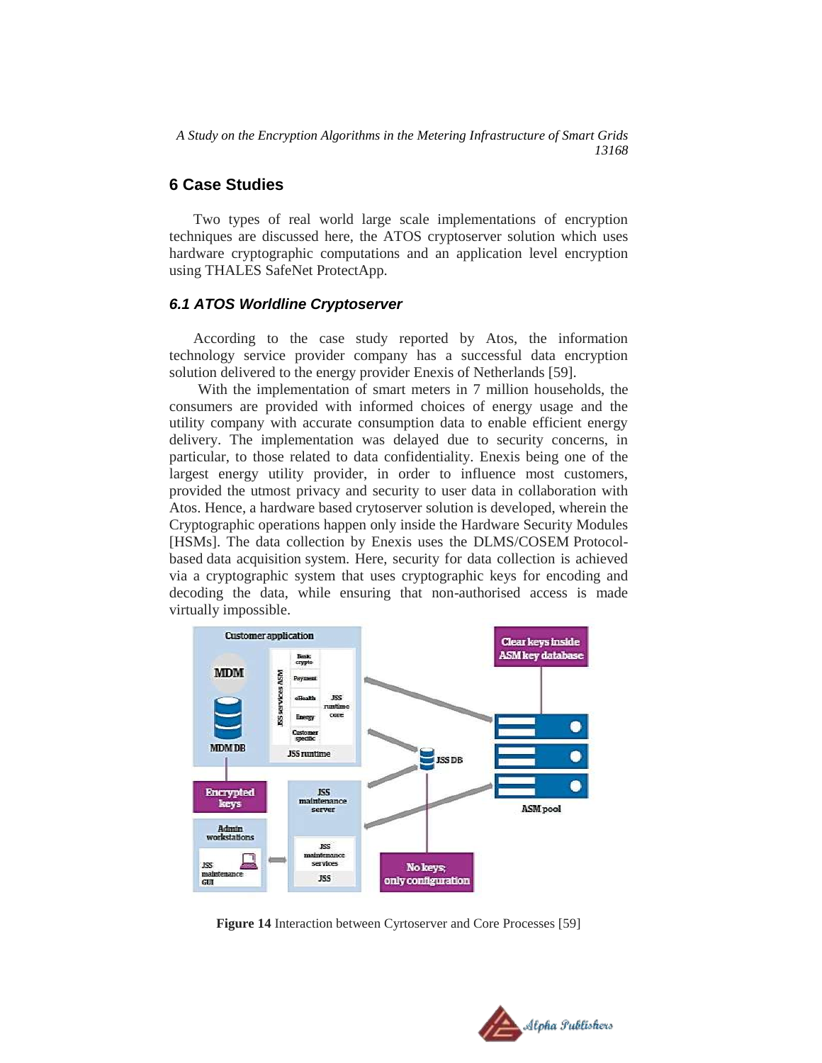## 6 Case Studies

Two types of real world large scale implementations of encryption techniques are discussed here, the ATOS cryptoserver solution which uses hardware cryptographic computations and an application level encryption using THALES SafeNet ProtectApp.

### *6.1 ATOS Worldline Cryptoserver*

According to the case study reported by Atos, the information technology service provider company has a successful data encryption solution delivered to the energy provider Enexis of Netherlands [59].

With the implementation of smart meters in 7 million households, the consumers are provided with informed choices of energy usage and the utility company with accurate consumption data to enable efficient energy delivery. The implementation was delayed due to security concerns, in particular, to those related to data confidentiality. Enexis being one of the largest energy utility provider, in order to influence most customers, provided the utmost privacy and security to user data in collaboration with Atos. Hence, a hardware based crytoserver solution is developed, wherein the Cryptographic operations happen only inside the Hardware Security Modules [HSMs]. The data collection by Enexis uses the DLMS/COSEM Protocol-based data acquisition system. Here, security for data collection is achieved via a cryptographic system that uses cryptographic keys for encoding and decoding the data, while ensuring that non-authorised access is made virtually impossible.

**Figure 14** Interaction between Cyrtoserver and Core Processes [59]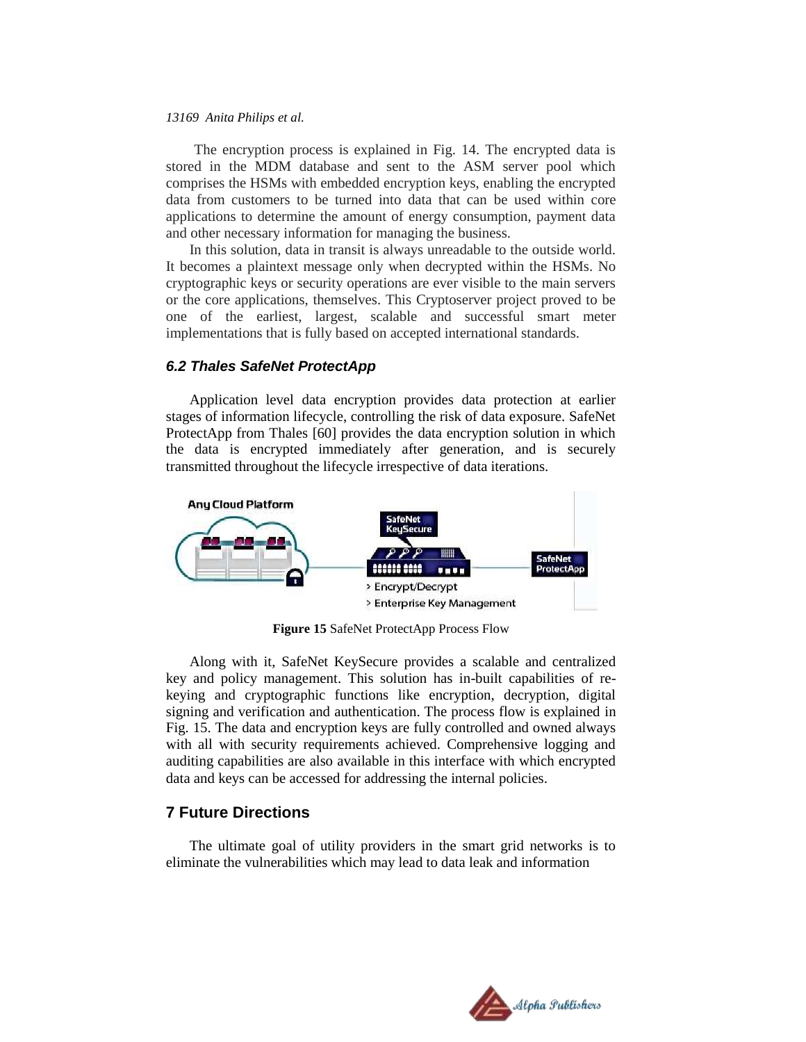The encryption process is explained in Fig. 14. The encrypted data is stored in the MDM database and sent to the ASM server pool which comprises the HSMs with embedded encryption keys, enabling the encrypted data from customers to be turned into data that can be used within core applications to determine the amount of energy consumption, payment data and other necessary information for managing the business.

In this solution, data in transit is always unreadable to the outside world. It becomes a plaintext message only when decrypted within the HSMs. No cryptographic keys or security operations are ever visible to the main servers or the core applications, themselves. This Cryptoserver project proved to be one of the earliest, largest, scalable and successful smart meter implementations that is fully based on accepted international standards.

### 6.2 Thales SafeNet ProtectApp

Application level data encryption provides data protection at earlier stages of information lifecycle, controlling the risk of data exposure. SafeNet ProtectApp from Thales [60] provides the data encryption solution in which the data is encrypted immediately after generation, and is securely transmitted throughout the lifecycle irrespective of data iterations.

**Figure 15** SafeNet ProtectApp Process Flow

Along with it, SafeNet KeySecure provides a scalable and centralized key and policy management. This solution has in-built capabilities of re-keying and cryptographic functions like encryption, decryption, digital signing and verification and authentication. The process flow is explained in Fig. 15. The data and encryption keys are fully controlled and owned always with all with security requirements achieved. Comprehensive logging and auditing capabilities are also available in this interface with which encrypted data and keys can be accessed for addressing the internal policies.

## 7 Future Directions

The ultimate goal of utility providers in the smart grid networks is to eliminate the vulnerabilities which may lead to data leak and information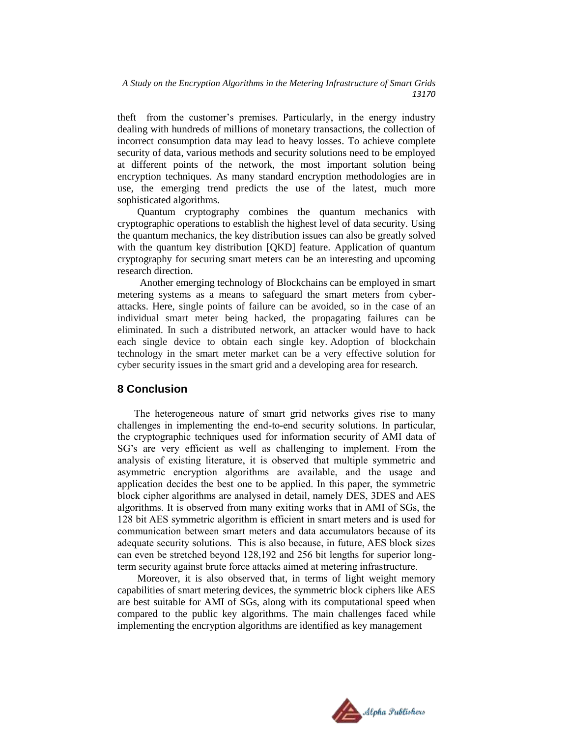theft from the customer's premises. Particularly, in the energy industry dealing with hundreds of millions of monetary transactions, the collection of incorrect consumption data may lead to heavy losses. To achieve complete security of data, various methods and security solutions need to be employed at different points of the network, the most important solution being encryption techniques. As many standard encryption methodologies are in use, the emerging trend predicts the use of the latest, much more sophisticated algorithms.

Quantum cryptography combines the quantum mechanics with cryptographic operations to establish the highest level of data security. Using the quantum mechanics, the key distribution issues can also be greatly solved with the quantum key distribution [QKD] feature. Application of quantum cryptography for securing smart meters can be an interesting and upcoming research direction.

Another emerging technology of Blockchains can be employed in smart metering systems as a means to safeguard the smart meters from cyber-attacks. Here, single points of failure can be avoided, so in the case of an individual smart meter being hacked, the propagating failures can be eliminated. In such a distributed network, an attacker would have to hack each single device to obtain each single key. Adoption of blockchain technology in the smart meter market can be a very effective solution for cyber security issues in the smart grid and a developing area for research.

## 8 Conclusion

The heterogeneous nature of smart grid networks gives rise to many challenges in implementing the end-to-end security solutions. In particular, the cryptographic techniques used for information security of AMI data of SG's are very efficient as well as challenging to implement. From the analysis of existing literature, it is observed that multiple symmetric and asymmetric encryption algorithms are available, and the usage and application decides the best one to be applied. In this paper, the symmetric block cipher algorithms are analysed in detail, namely DES, 3DES and AES algorithms. It is observed from many exiting works that in AMI of SGs, the 128 bit AES symmetric algorithm is efficient in smart meters and is used for communication between smart meters and data accumulators because of its adequate security solutions. This is also because, in future, AES block sizes can even be stretched beyond 128,192 and 256 bit lengths for superior long-term security against brute force attacks aimed at metering infrastructure.

Moreover, it is also observed that, in terms of light weight memory capabilities of smart metering devices, the symmetric block ciphers like AES are best suitable for AMI of SGs, along with its computational speed when compared to the public key algorithms. The main challenges faced while implementing the encryption algorithms are identified as key management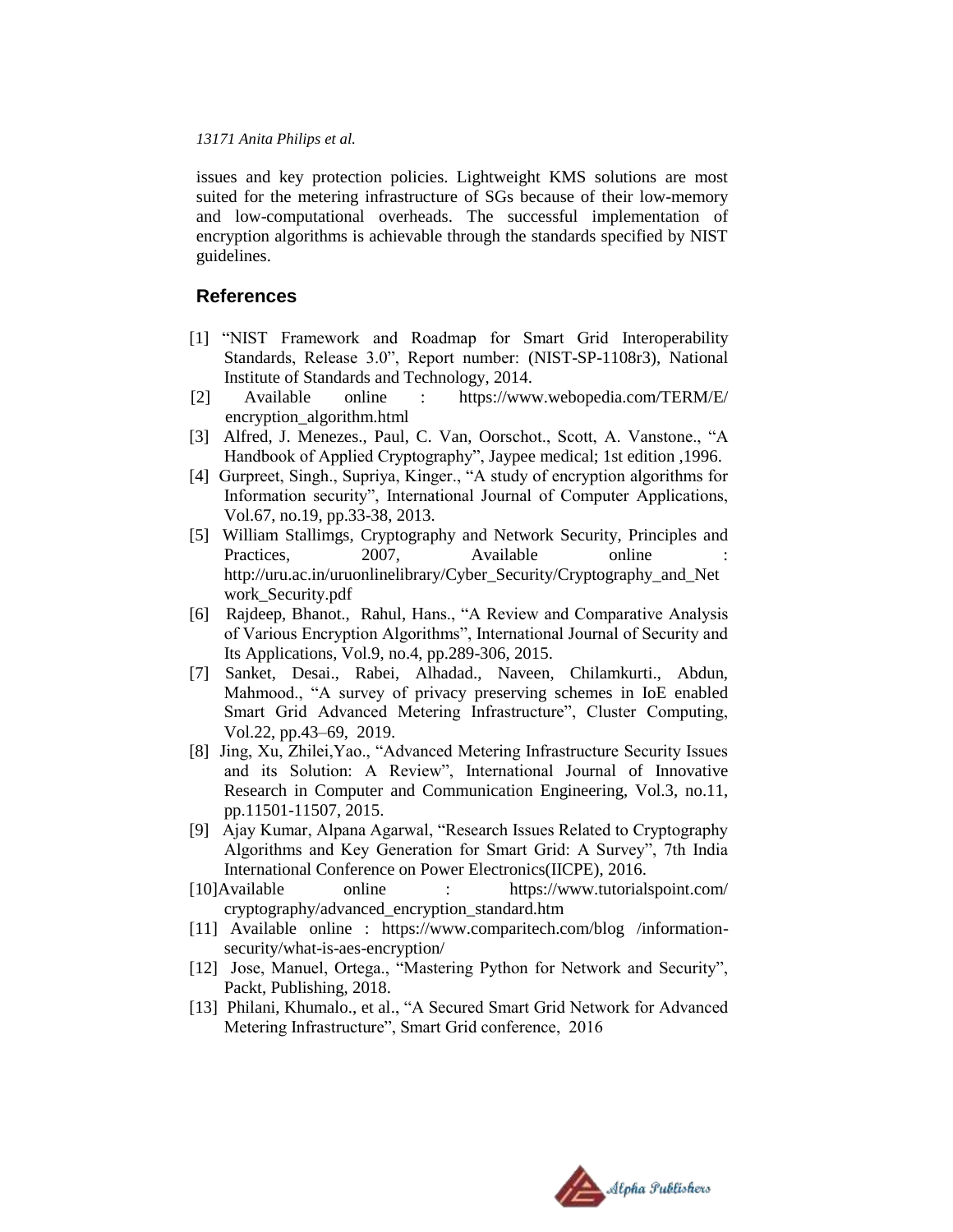issues and key protection policies. Lightweight KMS solutions are most suited for the metering infrastructure of SGs because of their low-memory and low-computational overheads. The successful implementation of encryption algorithms is achievable through the standards specified by NIST guidelines.

## References

[1] "NIST Framework and Roadmap for Smart Grid Interoperability Standards, Release 3.0", Report number: (NIST-SP-1108r3), National Institute of Standards and Technology, 2014.

[2] Available online : https://www.webopedia.com/TERM/E/encryption_algorithm.html

[3] Alfred, J. Menezes., Paul, C. Van, Oorschot., Scott, A. Vanstone., "A Handbook of Applied Cryptography", Jaypee medical; 1st edition ,1996.

[4] Gurpreet, Singh., Supriya, Kinger., "A study of encryption algorithms for Information security", International Journal of Computer Applications, Vol.67, no.19, pp.33-38, 2013.

[5] William Stallimgs, Cryptography and Network Security, Principles and Practices, 2007, Available online : http://uru.ac.in/uruonlinelibrary/Cyber_Security/Cryptography_and_Network_Security.pdf

[6] Rajdeep, Bhanot., Rahul, Hans., "A Review and Comparative Analysis of Various Encryption Algorithms", International Journal of Security and Its Applications, Vol.9, no.4, pp.289-306, 2015.

[7] Sanket, Desai., Rabei, Alhadad., Naveen, Chilamkurti., Abdun, Mahmood., "A survey of privacy preserving schemes in IoE enabled Smart Grid Advanced Metering Infrastructure", Cluster Computing, Vol.22, pp.43–69, 2019.

[8] Jing, Xu, Zhilei,Yao., "Advanced Metering Infrastructure Security Issues and its Solution: A Review", International Journal of Innovative Research in Computer and Communication Engineering, Vol.3, no.11, pp.11501-11507, 2015.

[9] Ajay Kumar, Alpana Agarwal, "Research Issues Related to Cryptography Algorithms and Key Generation for Smart Grid: A Survey", 7th India International Conference on Power Electronics(IICPE), 2016.

[10]Available online : https://www.tutorialspoint.com/cryptography/advanced_encryption_standard.htm

[11] Available online : https://www.comparitech.com/blog /information-security/what-is-aes-encryption/

[12] Jose, Manuel, Ortega., "Mastering Python for Network and Security", Packt, Publishing, 2018.

[13] Philani, Khumalo., et al., "A Secured Smart Grid Network for Advanced Metering Infrastructure", Smart Grid conference, 2016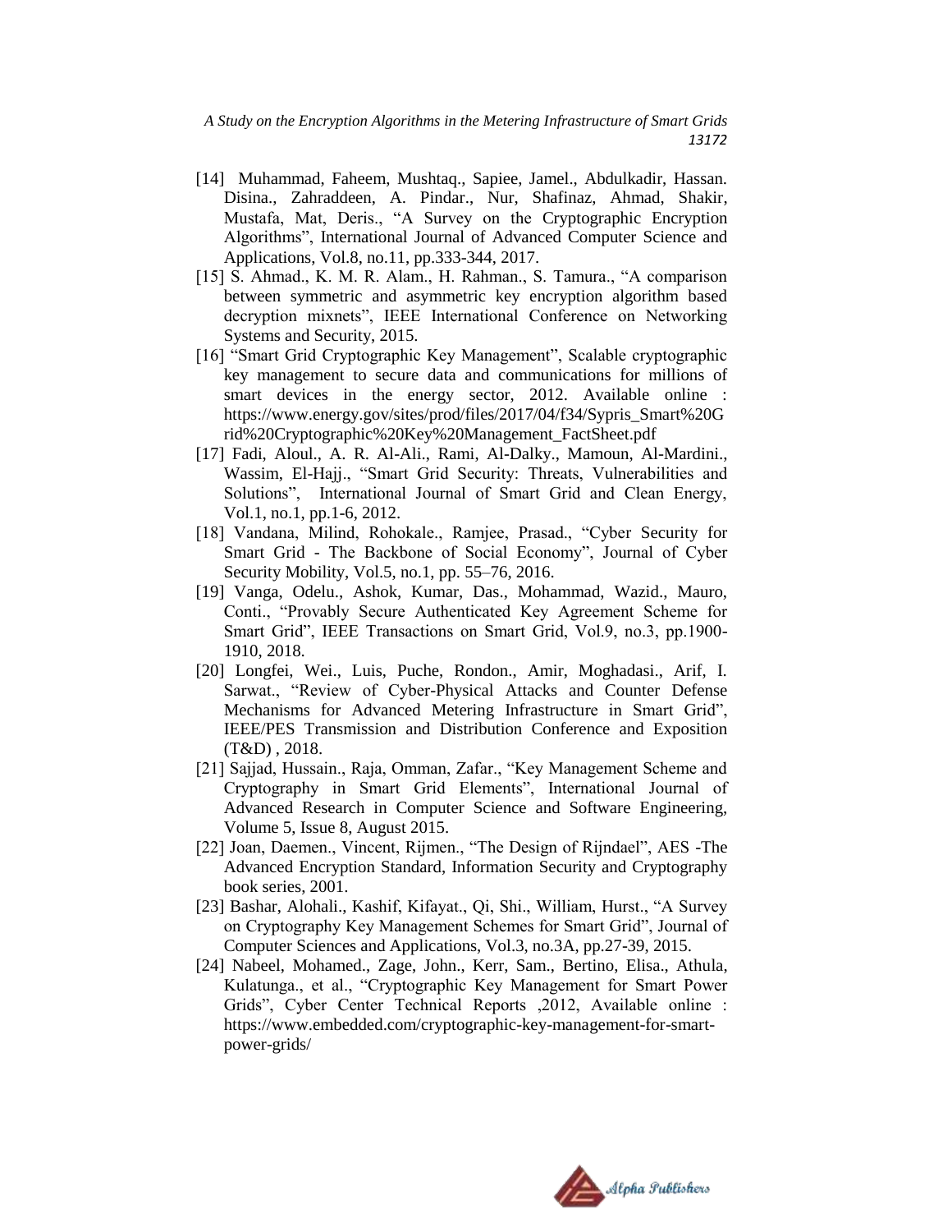[14] Muhammad, Faheem, Mushtaq., Sapiee, Jamel., Abdulkadir, Hassan. Disina., Zahraddeen, A. Pindar., Nur, Shafinaz, Ahmad, Shakir, Mustafa, Mat, Deris., "A Survey on the Cryptographic Encryption Algorithms", International Journal of Advanced Computer Science and Applications, Vol.8, no.11, pp.333-344, 2017.

[15] S. Ahmad., K. M. R. Alam., H. Rahman., S. Tamura., "A comparison between symmetric and asymmetric key encryption algorithm based decryption mixnets", IEEE International Conference on Networking Systems and Security, 2015.

[16] "Smart Grid Cryptographic Key Management", Scalable cryptographic key management to secure data and communications for millions of smart devices in the energy sector, 2012. Available online : https://www.energy.gov/sites/prod/files/2017/04/f34/Sypris_Smart%20Grid%20Cryptographic%20Key%20Management_FactSheet.pdf

[17] Fadi, Aloul., A. R. Al-Ali., Rami, Al-Dalky., Mamoun, Al-Mardini., Wassim, El-Hajj., "Smart Grid Security: Threats, Vulnerabilities and Solutions", International Journal of Smart Grid and Clean Energy, Vol.1, no.1, pp.1-6, 2012.

[18] Vandana, Milind, Rohokale., Ramjee, Prasad., "Cyber Security for Smart Grid - The Backbone of Social Economy", Journal of Cyber Security Mobility, Vol.5, no.1, pp. 55–76, 2016.

[19] Vanga, Odelu., Ashok, Kumar, Das., Mohammad, Wazid., Mauro, Conti., "Provably Secure Authenticated Key Agreement Scheme for Smart Grid", IEEE Transactions on Smart Grid, Vol.9, no.3, pp.1900-1910, 2018.

[20] Longfei, Wei., Luis, Puche, Rondon., Amir, Moghadasi., Arif, I. Sarwat., "Review of Cyber-Physical Attacks and Counter Defense Mechanisms for Advanced Metering Infrastructure in Smart Grid", IEEE/PES Transmission and Distribution Conference and Exposition (T&D) , 2018.

[21] Sajjad, Hussain., Raja, Omman, Zafar., "Key Management Scheme and Cryptography in Smart Grid Elements", International Journal of Advanced Research in Computer Science and Software Engineering, Volume 5, Issue 8, August 2015.

[22] Joan, Daemen., Vincent, Rijmen., "The Design of Rijndael", AES -The Advanced Encryption Standard, Information Security and Cryptography book series, 2001.

[23] Bashar, Alohali., Kashif, Kifayat., Qi, Shi., William, Hurst., "A Survey on Cryptography Key Management Schemes for Smart Grid", Journal of Computer Sciences and Applications, Vol.3, no.3A, pp.27-39, 2015.

[24] Nabeel, Mohamed., Zage, John., Kerr, Sam., Bertino, Elisa., Athula, Kulatunga., et al., "Cryptographic Key Management for Smart Power Grids", Cyber Center Technical Reports ,2012, Available online : https://www.embedded.com/cryptographic-key-management-for-smart-power-grids/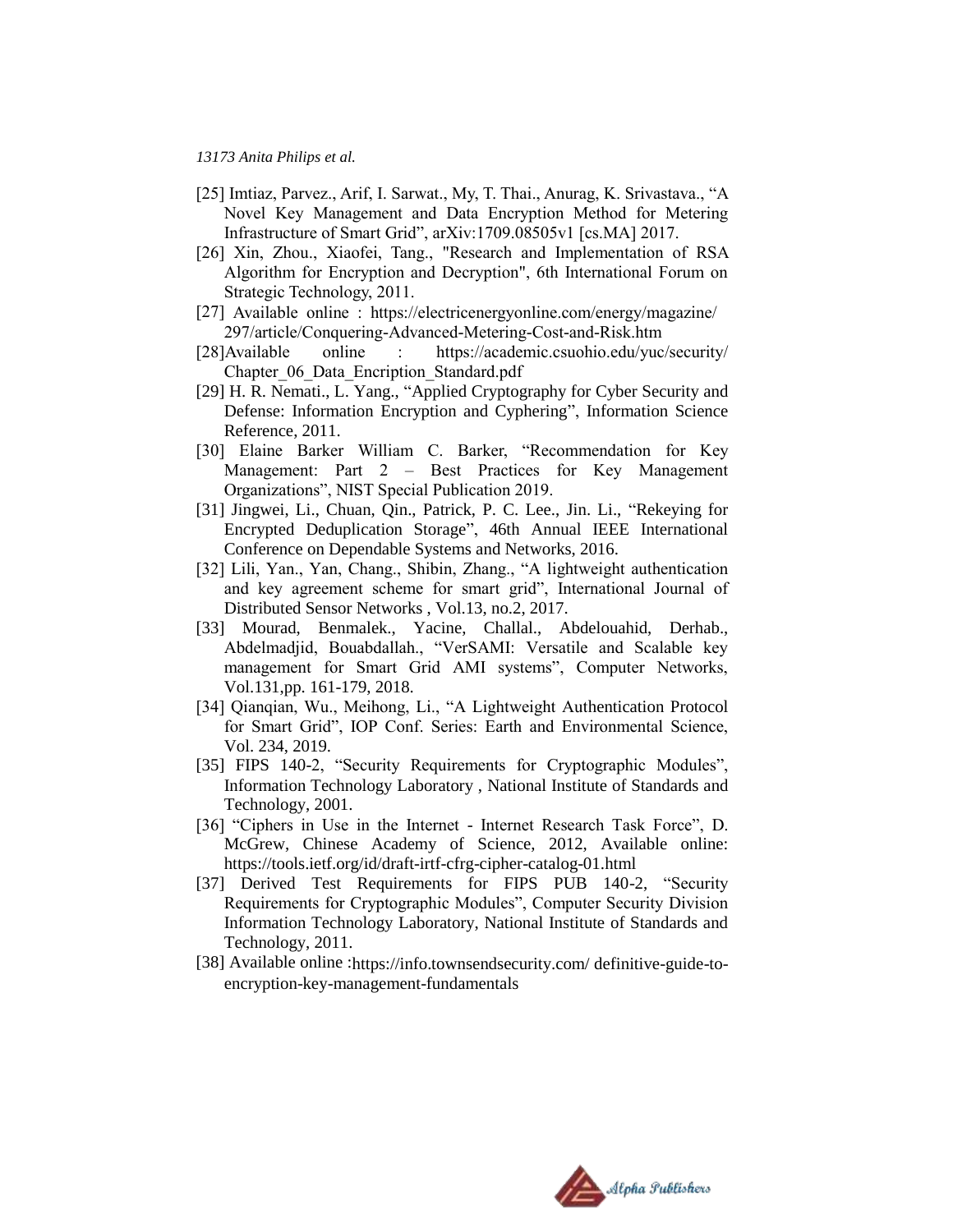[25] Imtiaz, Parvez., Arif, I. Sarwat., My, T. Thai., Anurag, K. Srivastava., "A Novel Key Management and Data Encryption Method for Metering Infrastructure of Smart Grid", arXiv:1709.08505v1 [cs.MA] 2017.

[26] Xin, Zhou., Xiaofei, Tang., "Research and Implementation of RSA Algorithm for Encryption and Decryption", 6th International Forum on Strategic Technology, 2011.

[27] Available online : https://electricenergyonline.com/energy/magazine/297/article/Conquering-Advanced-Metering-Cost-and-Risk.htm

[28]Available online : https://academic.csuohio.edu/yuc/security/Chapter_06_Data_Encription_Standard.pdf

[29] H. R. Nemati., L. Yang., "Applied Cryptography for Cyber Security and Defense: Information Encryption and Cyphering", Information Science Reference, 2011.

[30] Elaine Barker William C. Barker, "Recommendation for Key Management: Part 2 – Best Practices for Key Management Organizations", NIST Special Publication 2019.

[31] Jingwei, Li., Chuan, Qin., Patrick, P. C. Lee., Jin. Li., "Rekeying for Encrypted Deduplication Storage", 46th Annual IEEE International Conference on Dependable Systems and Networks, 2016.

[32] Lili, Yan., Yan, Chang., Shibin, Zhang., "A lightweight authentication and key agreement scheme for smart grid", International Journal of Distributed Sensor Networks , Vol.13, no.2, 2017.

[33] Mourad, Benmalek., Yacine, Challal., Abdelouahid, Derhab., Abdelmadjid, Bouabdallah., "VerSAMI: Versatile and Scalable key management for Smart Grid AMI systems", Computer Networks, Vol.131,pp. 161-179, 2018.

[34] Qianqian, Wu., Meihong, Li., "A Lightweight Authentication Protocol for Smart Grid", IOP Conf. Series: Earth and Environmental Science, Vol. 234, 2019.

[35] FIPS 140-2, "Security Requirements for Cryptographic Modules", Information Technology Laboratory , National Institute of Standards and Technology, 2001.

[36] "Ciphers in Use in the Internet - Internet Research Task Force", D. McGrew, Chinese Academy of Science, 2012, Available online: https://tools.ietf.org/id/draft-irtf-cfrg-cipher-catalog-01.html

[37] Derived Test Requirements for FIPS PUB 140-2, "Security Requirements for Cryptographic Modules", Computer Security Division Information Technology Laboratory, National Institute of Standards and Technology, 2011.

[38] Available online :https://info.townsendsecurity.com/ definitive-guide-to-encryption-key-management-fundamentals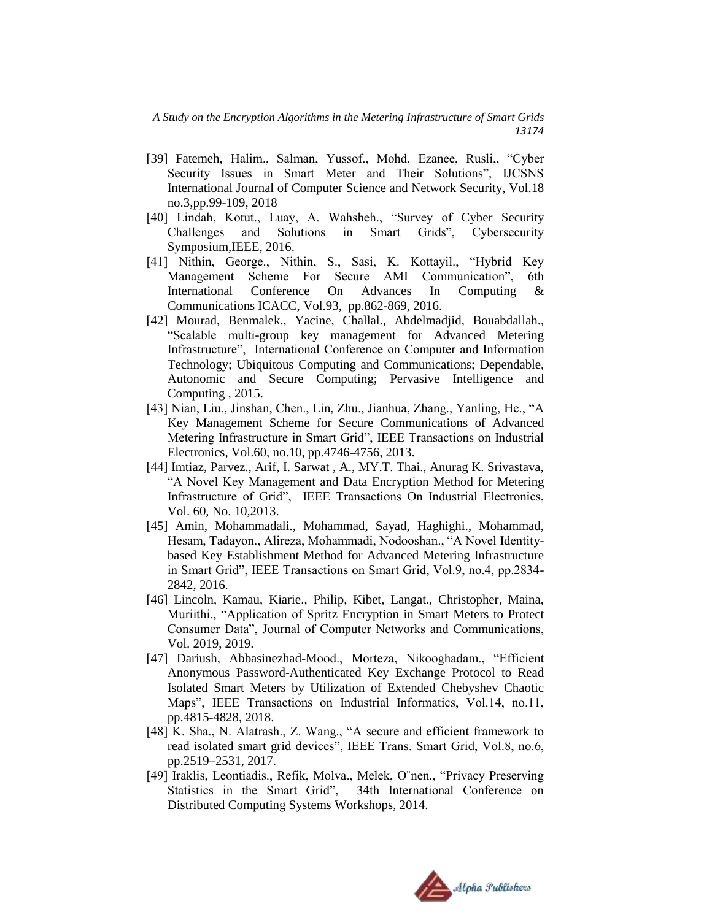- [39] Fatemeh, Halim., Salman, Yussof., Mohd. Ezanee, Rusli,, "Cyber Security Issues in Smart Meter and Their Solutions", IJCSNS International Journal of Computer Science and Network Security, Vol.18 no.3,pp.99-109, 2018
- [40] Lindah, Kotut., Luay, A. Wahsheh., "Survey of Cyber Security Challenges and Solutions in Smart Grids", Cybersecurity Symposium,IEEE, 2016.
- [41] Nithin, George., Nithin, S., Sasi, K. Kottayil., "Hybrid Key Management Scheme For Secure AMI Communication", 6th International Conference On Advances In Computing & Communications ICACC, Vol.93, pp.862-869, 2016.
- [42] Mourad, Benmalek., Yacine, Challal., Abdelmadjid, Bouabdallah., "Scalable multi-group key management for Advanced Metering Infrastructure", International Conference on Computer and Information Technology; Ubiquitous Computing and Communications; Dependable, Autonomic and Secure Computing; Pervasive Intelligence and Computing , 2015.
- [43] Nian, Liu., Jinshan, Chen., Lin, Zhu., Jianhua, Zhang., Yanling, He., "A Key Management Scheme for Secure Communications of Advanced Metering Infrastructure in Smart Grid", IEEE Transactions on Industrial Electronics, Vol.60, no.10, pp.4746-4756, 2013.
- [44] Imtiaz, Parvez., Arif, I. Sarwat , A., MY.T. Thai., Anurag K. Srivastava, "A Novel Key Management and Data Encryption Method for Metering Infrastructure of Grid", IEEE Transactions On Industrial Electronics, Vol. 60, No. 10,2013.
- [45] Amin, Mohammadali., Mohammad, Sayad, Haghighi., Mohammad, Hesam, Tadayon., Alireza, Mohammadi, Nodooshan., "A Novel Identity-based Key Establishment Method for Advanced Metering Infrastructure in Smart Grid", IEEE Transactions on Smart Grid, Vol.9, no.4, pp.2834-2842, 2016.
- [46] Lincoln, Kamau, Kiarie., Philip, Kibet, Langat., Christopher, Maina, Muriithi., "Application of Spritz Encryption in Smart Meters to Protect Consumer Data", Journal of Computer Networks and Communications, Vol. 2019, 2019.
- [47] Dariush, Abbasinezhad-Mood., Morteza, Nikooghadam., "Efficient Anonymous Password-Authenticated Key Exchange Protocol to Read Isolated Smart Meters by Utilization of Extended Chebyshev Chaotic Maps", IEEE Transactions on Industrial Informatics, Vol.14, no.11, pp.4815-4828, 2018.
- [48] K. Sha., N. Alatrash., Z. Wang., "A secure and efficient framework to read isolated smart grid devices", IEEE Trans. Smart Grid, Vol.8, no.6, pp.2519–2531, 2017.
- [49] Iraklis, Leontiadis., Refik, Molva., Melek, O¨nen., "Privacy Preserving Statistics in the Smart Grid", 34th International Conference on Distributed Computing Systems Workshops, 2014.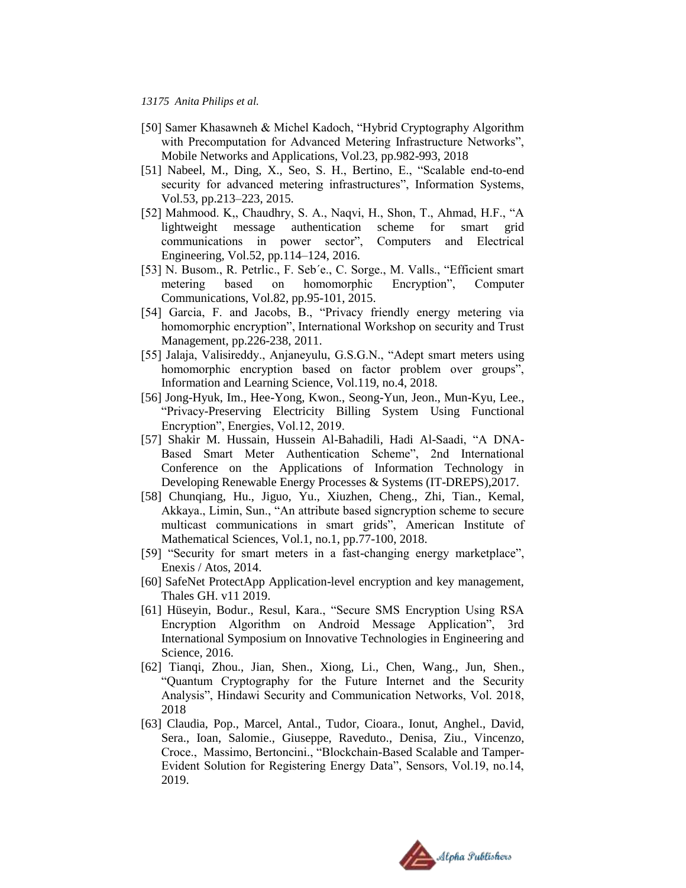[50] Samer Khasawneh & Michel Kadoch, “Hybrid Cryptography Algorithm with Precomputation for Advanced Metering Infrastructure Networks”, Mobile Networks and Applications, Vol.23, pp.982-993, 2018

[51] Nabeel, M., Ding, X., Seo, S. H., Bertino, E., “Scalable end-to-end security for advanced metering infrastructures”, Information Systems, Vol.53, pp.213–223, 2015.

[52] Mahmood. K,, Chaudhry, S. A., Naqvi, H., Shon, T., Ahmad, H.F., “A lightweight message authentication scheme for smart grid communications in power sector”, Computers and Electrical Engineering, Vol.52, pp.114–124, 2016.

[53] N. Busom., R. Petrlic., F. Seb´e., C. Sorge., M. Valls., “Efficient smart metering based on homomorphic Encryption”, Computer Communications, Vol.82, pp.95-101, 2015.

[54] Garcia, F. and Jacobs, B., “Privacy friendly energy metering via homomorphic encryption”, International Workshop on security and Trust Management, pp.226-238, 2011.

[55] Jalaja, Valisireddy., Anjaneyulu, G.S.G.N., “Adept smart meters using homomorphic encryption based on factor problem over groups”, Information and Learning Science, Vol.119, no.4, 2018.

[56] Jong-Hyuk, Im., Hee-Yong, Kwon., Seong-Yun, Jeon., Mun-Kyu, Lee., “Privacy-Preserving Electricity Billing System Using Functional Encryption”, Energies, Vol.12, 2019.

[57] Shakir M. Hussain, Hussein Al-Bahadili, Hadi Al-Saadi, “A DNA-Based Smart Meter Authentication Scheme”, 2nd International Conference on the Applications of Information Technology in Developing Renewable Energy Processes & Systems (IT-DREPS),2017.

[58] Chunqiang, Hu., Jiguo, Yu., Xiuzhen, Cheng., Zhi, Tian., Kemal, Akkaya., Limin, Sun., “An attribute based signcryption scheme to secure multicast communications in smart grids”, American Institute of Mathematical Sciences, Vol.1, no.1, pp.77-100, 2018.

[59] “Security for smart meters in a fast-changing energy marketplace”, Enexis / Atos, 2014.

[60] SafeNet ProtectApp Application-level encryption and key management, Thales GH. v11 2019.

[61] Hüseyin, Bodur., Resul, Kara., “Secure SMS Encryption Using RSA Encryption Algorithm on Android Message Application”, 3rd International Symposium on Innovative Technologies in Engineering and Science, 2016.

[62] Tianqi, Zhou., Jian, Shen., Xiong, Li., Chen, Wang., Jun, Shen., “Quantum Cryptography for the Future Internet and the Security Analysis”, Hindawi Security and Communication Networks, Vol. 2018, 2018

[63] Claudia, Pop., Marcel, Antal., Tudor, Cioara., Ionut, Anghel., David, Sera., Ioan, Salomie., Giuseppe, Raveduto., Denisa, Ziu., Vincenzo, Croce., Massimo, Bertoncini., “Blockchain-Based Scalable and Tamper-Evident Solution for Registering Energy Data”, Sensors, Vol.19, no.14, 2019.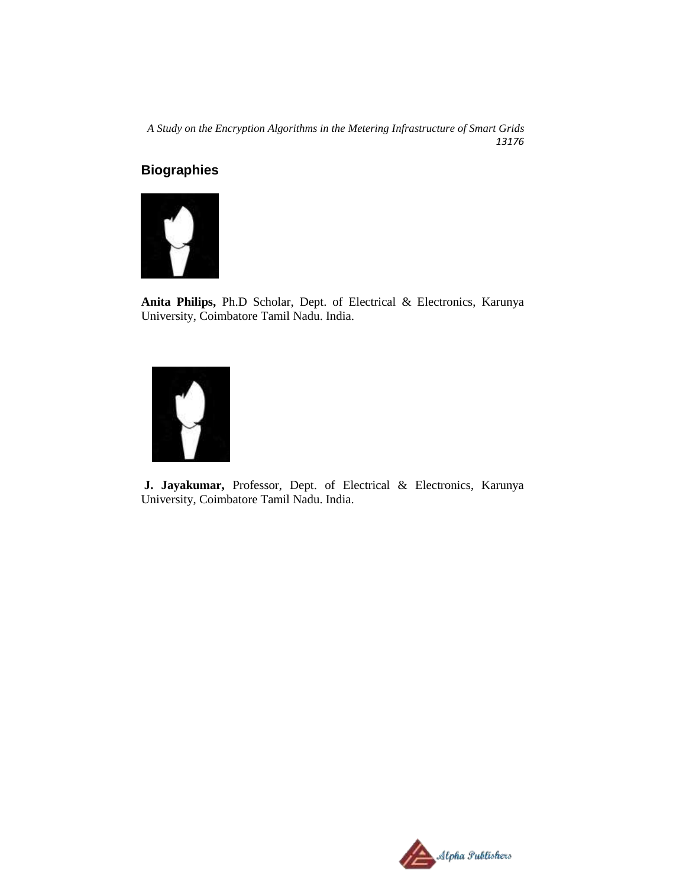## Biographies

**Anita Philips,** Ph.D Scholar, Dept. of Electrical & Electronics, Karunya University, Coimbatore Tamil Nadu. India.

**J. Jayakumar,** Professor, Dept. of Electrical & Electronics, Karunya University, Coimbatore Tamil Nadu. India.